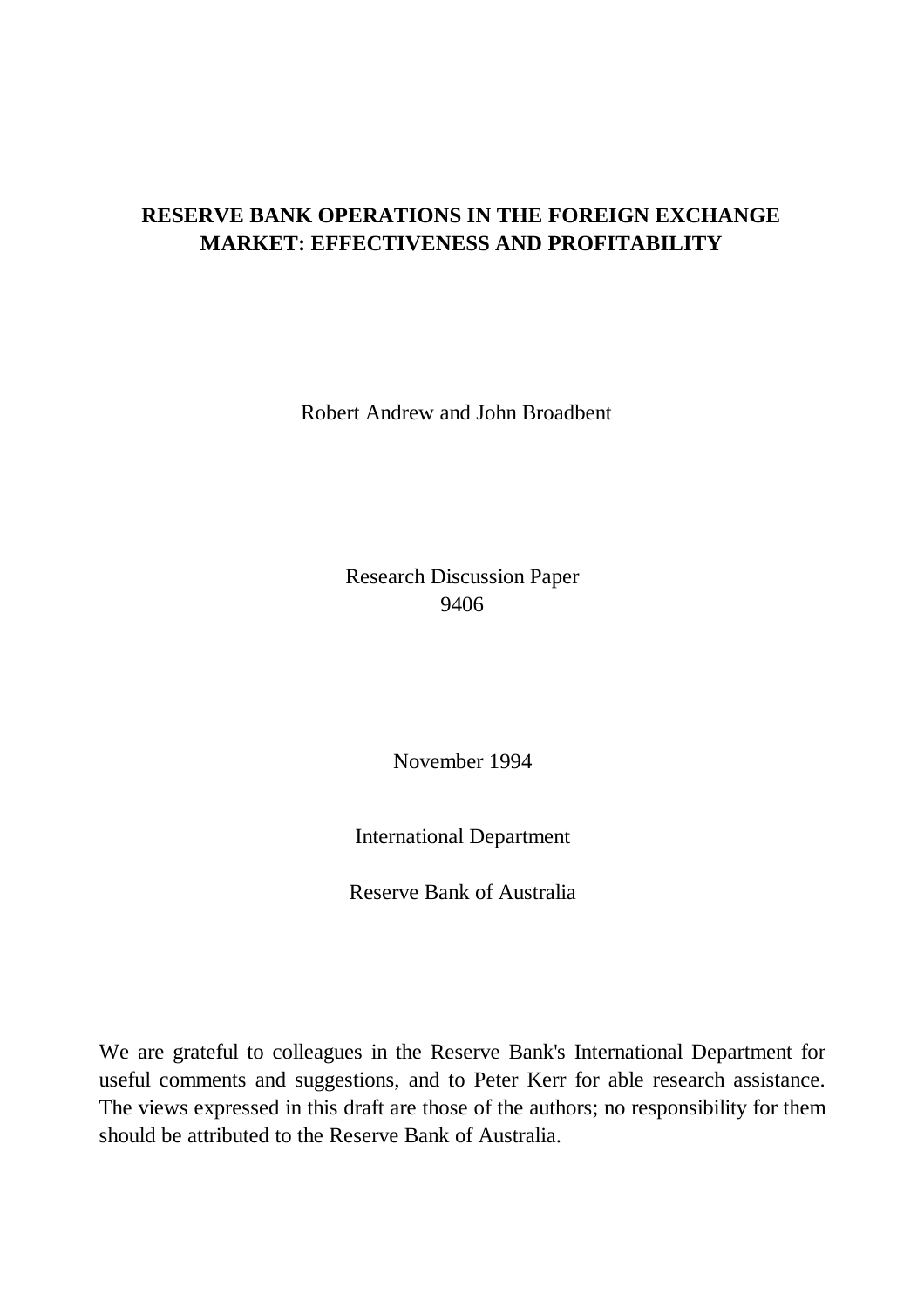# RESERVE BANK OPERATIONS IN THE FOREIGN EXCHANGE MARKET: EFFECTIVENESS AND PROFITABILITY

Robert Andrew and John Broadbent

Research Discussion Paper
9406

November 1994

International Department

Reserve Bank of Australia

We are grateful to colleagues in the Reserve Bank's International Department for useful comments and suggestions, and to Peter Kerr for able research assistance. The views expressed in this draft are those of the authors; no responsibility for them should be attributed to the Reserve Bank of Australia.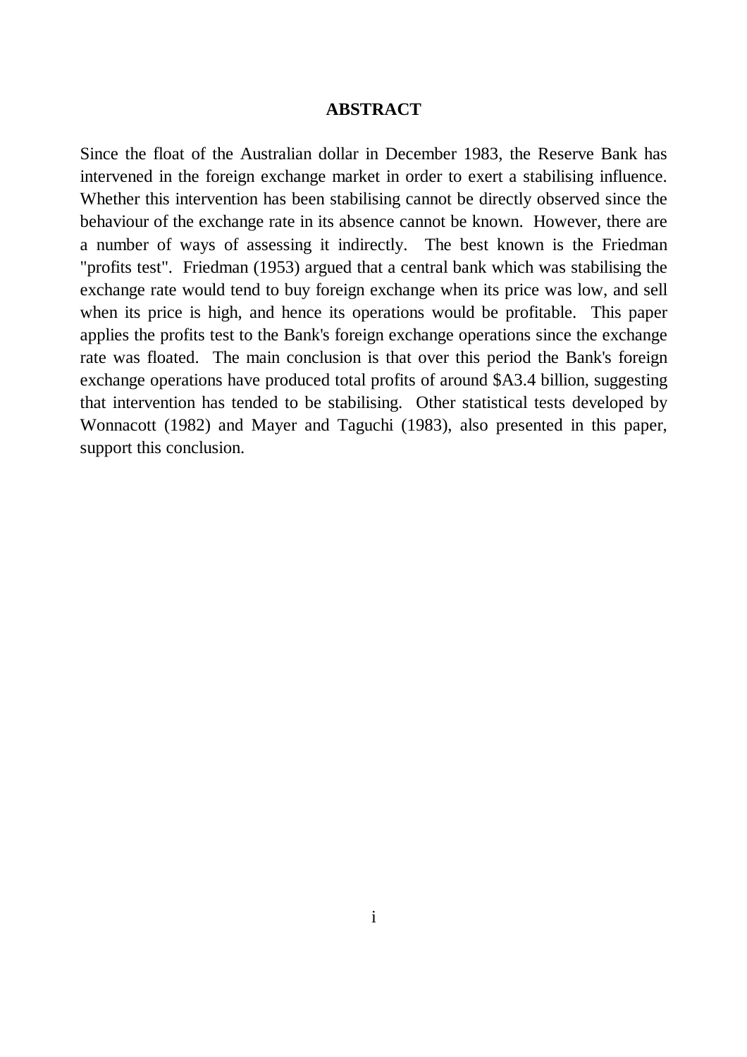## ABSTRACT

Since the float of the Australian dollar in December 1983, the Reserve Bank has intervened in the foreign exchange market in order to exert a stabilising influence. Whether this intervention has been stabilising cannot be directly observed since the behaviour of the exchange rate in its absence cannot be known. However, there are a number of ways of assessing it indirectly. The best known is the Friedman "profits test". Friedman (1953) argued that a central bank which was stabilising the exchange rate would tend to buy foreign exchange when its price was low, and sell when its price is high, and hence its operations would be profitable. This paper applies the profits test to the Bank's foreign exchange operations since the exchange rate was floated. The main conclusion is that over this period the Bank's foreign exchange operations have produced total profits of around $A3.4 billion, suggesting that intervention has tended to be stabilising. Other statistical tests developed by Wonnacott (1982) and Mayer and Taguchi (1983), also presented in this paper, support this conclusion.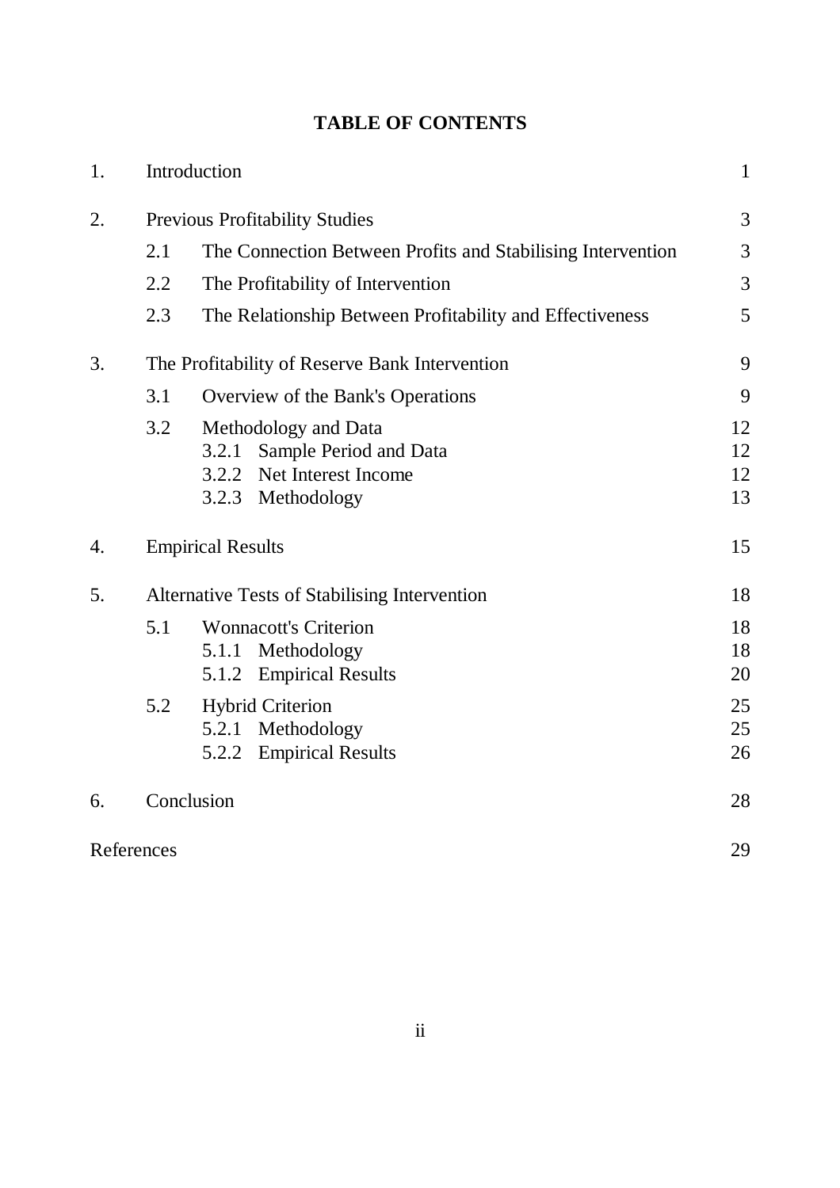# TABLE OF CONTENTS

| | | |
|---|---|---|
| 1. | Introduction | 1 |
| 2. | Previous Profitability Studies | 3 |
| | 2.1 The Connection Between Profits and Stabilising Intervention | 3 |
| | 2.2 The Profitability of Intervention | 3 |
| | 2.3 The Relationship Between Profitability and Effectiveness | 5 |
| 3. | The Profitability of Reserve Bank Intervention | 9 |
| | 3.1 Overview of the Bank's Operations | 9 |
| | 3.2 Methodology and Data | 12 |
| | 3.2.1 Sample Period and Data | 12 |
| | 3.2.2 Net Interest Income | 12 |
| | 3.2.3 Methodology | 13 |
| 4. | Empirical Results | 15 |
| 5. | Alternative Tests of Stabilising Intervention | 18 |
| | 5.1 Wonnacott's Criterion | 18 |
| | 5.1.1 Methodology | 18 |
| | 5.1.2 Empirical Results | 20 |
| | 5.2 Hybrid Criterion | 25 |
| | 5.2.1 Methodology | 25 |
| | 5.2.2 Empirical Results | 26 |
| 6. | Conclusion | 28 |
| References | | 29 |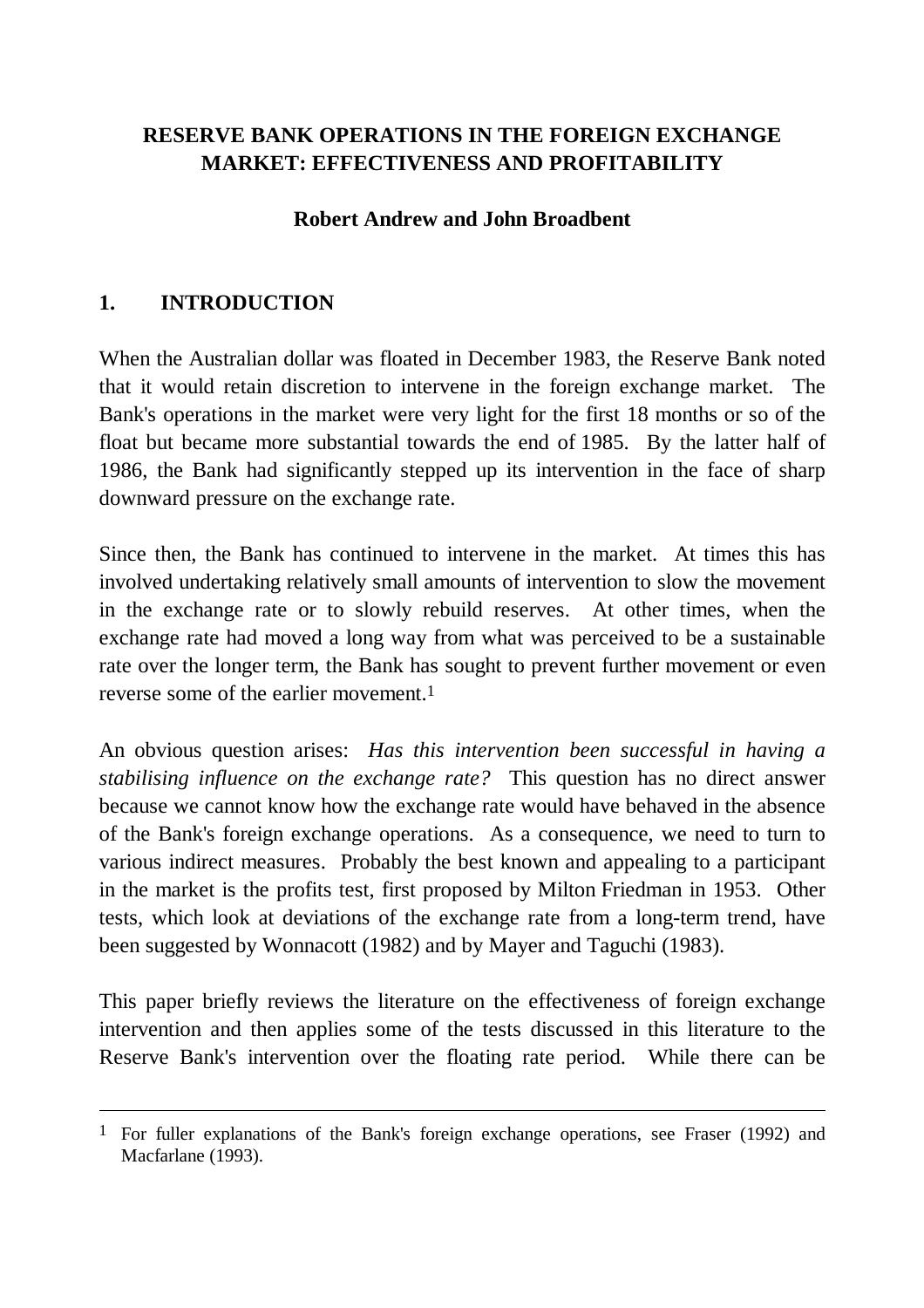# RESERVE BANK OPERATIONS IN THE FOREIGN EXCHANGE MARKET: EFFECTIVENESS AND PROFITABILITY

**Robert Andrew and John Broadbent**

## 1. INTRODUCTION

When the Australian dollar was floated in December 1983, the Reserve Bank noted that it would retain discretion to intervene in the foreign exchange market. The Bank's operations in the market were very light for the first 18 months or so of the float but became more substantial towards the end of 1985. By the latter half of 1986, the Bank had significantly stepped up its intervention in the face of sharp downward pressure on the exchange rate.

Since then, the Bank has continued to intervene in the market. At times this has involved undertaking relatively small amounts of intervention to slow the movement in the exchange rate or to slowly rebuild reserves. At other times, when the exchange rate had moved a long way from what was perceived to be a sustainable rate over the longer term, the Bank has sought to prevent further movement or even reverse some of the earlier movement.[1]

An obvious question arises: *Has this intervention been successful in having a stabilising influence on the exchange rate?* This question has no direct answer because we cannot know how the exchange rate would have behaved in the absence of the Bank's foreign exchange operations. As a consequence, we need to turn to various indirect measures. Probably the best known and appealing to a participant in the market is the profits test, first proposed by Milton Friedman in 1953. Other tests, which look at deviations of the exchange rate from a long-term trend, have been suggested by Wonnacott (1982) and by Mayer and Taguchi (1983).

This paper briefly reviews the literature on the effectiveness of foreign exchange intervention and then applies some of the tests discussed in this literature to the Reserve Bank's intervention over the floating rate period. While there can be

---

[1] For fuller explanations of the Bank's foreign exchange operations, see Fraser (1992) and Macfarlane (1993).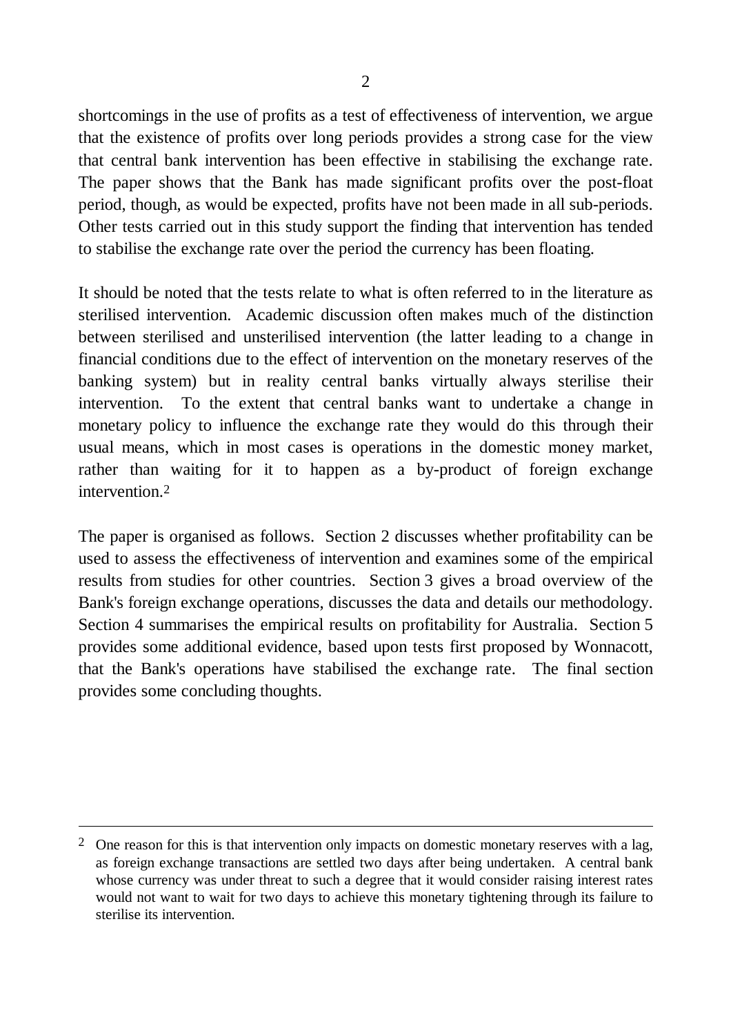shortcomings in the use of profits as a test of effectiveness of intervention, we argue that the existence of profits over long periods provides a strong case for the view that central bank intervention has been effective in stabilising the exchange rate. The paper shows that the Bank has made significant profits over the post-float period, though, as would be expected, profits have not been made in all sub-periods. Other tests carried out in this study support the finding that intervention has tended to stabilise the exchange rate over the period the currency has been floating.

It should be noted that the tests relate to what is often referred to in the literature as sterilised intervention. Academic discussion often makes much of the distinction between sterilised and unsterilised intervention (the latter leading to a change in financial conditions due to the effect of intervention on the monetary reserves of the banking system) but in reality central banks virtually always sterilise their intervention. To the extent that central banks want to undertake a change in monetary policy to influence the exchange rate they would do this through their usual means, which in most cases is operations in the domestic money market, rather than waiting for it to happen as a by-product of foreign exchange intervention.[2]

The paper is organised as follows. Section 2 discusses whether profitability can be used to assess the effectiveness of intervention and examines some of the empirical results from studies for other countries. Section 3 gives a broad overview of the Bank's foreign exchange operations, discusses the data and details our methodology. Section 4 summarises the empirical results on profitability for Australia. Section 5 provides some additional evidence, based upon tests first proposed by Wonnacott, that the Bank's operations have stabilised the exchange rate. The final section provides some concluding thoughts.

---

[2] One reason for this is that intervention only impacts on domestic monetary reserves with a lag, as foreign exchange transactions are settled two days after being undertaken. A central bank whose currency was under threat to such a degree that it would consider raising interest rates would not want to wait for two days to achieve this monetary tightening through its failure to sterilise its intervention.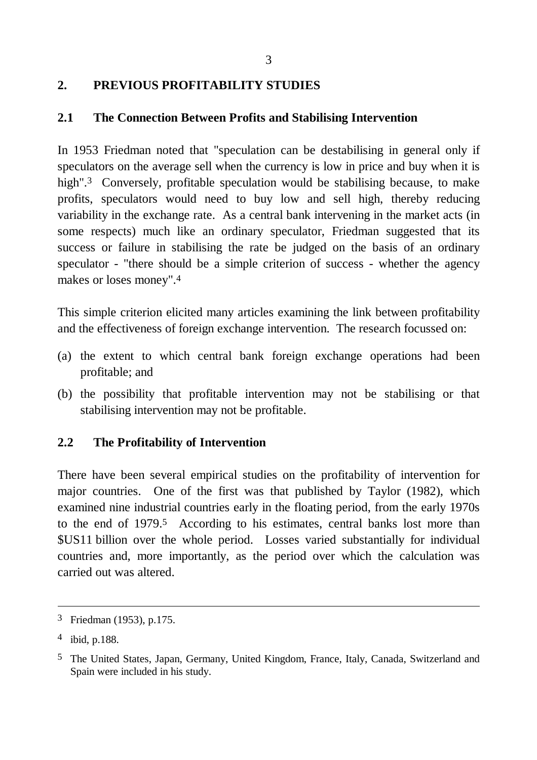## 2. PREVIOUS PROFITABILITY STUDIES

### 2.1 The Connection Between Profits and Stabilising Intervention

In 1953 Friedman noted that "speculation can be destabilising in general only if speculators on the average sell when the currency is low in price and buy when it is high".[3] Conversely, profitable speculation would be stabilising because, to make profits, speculators would need to buy low and sell high, thereby reducing variability in the exchange rate. As a central bank intervening in the market acts (in some respects) much like an ordinary speculator, Friedman suggested that its success or failure in stabilising the rate be judged on the basis of an ordinary speculator - "there should be a simple criterion of success - whether the agency makes or loses money".[4]

This simple criterion elicited many articles examining the link between profitability and the effectiveness of foreign exchange intervention. The research focussed on:

(a) the extent to which central bank foreign exchange operations had been profitable; and

(b) the possibility that profitable intervention may not be stabilising or that stabilising intervention may not be profitable.

### 2.2 The Profitability of Intervention

There have been several empirical studies on the profitability of intervention for major countries. One of the first was that published by Taylor (1982), which examined nine industrial countries early in the floating period, from the early 1970s to the end of 1979.[5] According to his estimates, central banks lost more than $US11 billion over the whole period. Losses varied substantially for individual countries and, more importantly, as the period over which the calculation was carried out was altered.

---

[3] Friedman (1953), p.175.

[4] ibid, p.188.

[5] The United States, Japan, Germany, United Kingdom, France, Italy, Canada, Switzerland and Spain were included in his study.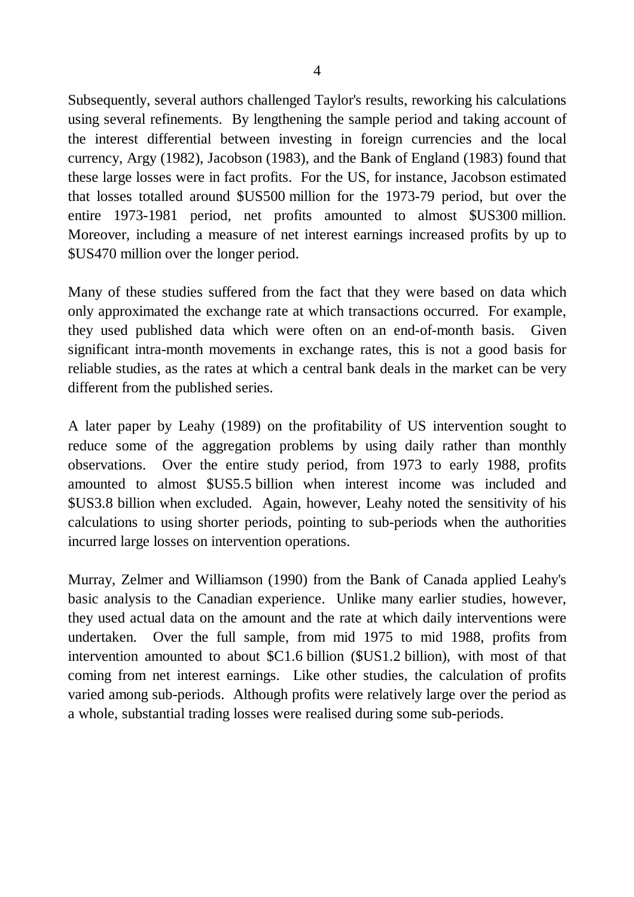Subsequently, several authors challenged Taylor's results, reworking his calculations using several refinements. By lengthening the sample period and taking account of the interest differential between investing in foreign currencies and the local currency, Argy (1982), Jacobson (1983), and the Bank of England (1983) found that these large losses were in fact profits. For the US, for instance, Jacobson estimated that losses totalled around $US500 million for the 1973-79 period, but over the entire 1973-1981 period, net profits amounted to almost $US300 million. Moreover, including a measure of net interest earnings increased profits by up to $US470 million over the longer period.

Many of these studies suffered from the fact that they were based on data which only approximated the exchange rate at which transactions occurred. For example, they used published data which were often on an end-of-month basis. Given significant intra-month movements in exchange rates, this is not a good basis for reliable studies, as the rates at which a central bank deals in the market can be very different from the published series.

A later paper by Leahy (1989) on the profitability of US intervention sought to reduce some of the aggregation problems by using daily rather than monthly observations. Over the entire study period, from 1973 to early 1988, profits amounted to almost $US5.5 billion when interest income was included and $US3.8 billion when excluded. Again, however, Leahy noted the sensitivity of his calculations to using shorter periods, pointing to sub-periods when the authorities incurred large losses on intervention operations.

Murray, Zelmer and Williamson (1990) from the Bank of Canada applied Leahy's basic analysis to the Canadian experience. Unlike many earlier studies, however, they used actual data on the amount and the rate at which daily interventions were undertaken. Over the full sample, from mid 1975 to mid 1988, profits from intervention amounted to about $C1.6 billion ($US1.2 billion), with most of that coming from net interest earnings. Like other studies, the calculation of profits varied among sub-periods. Although profits were relatively large over the period as a whole, substantial trading losses were realised during some sub-periods.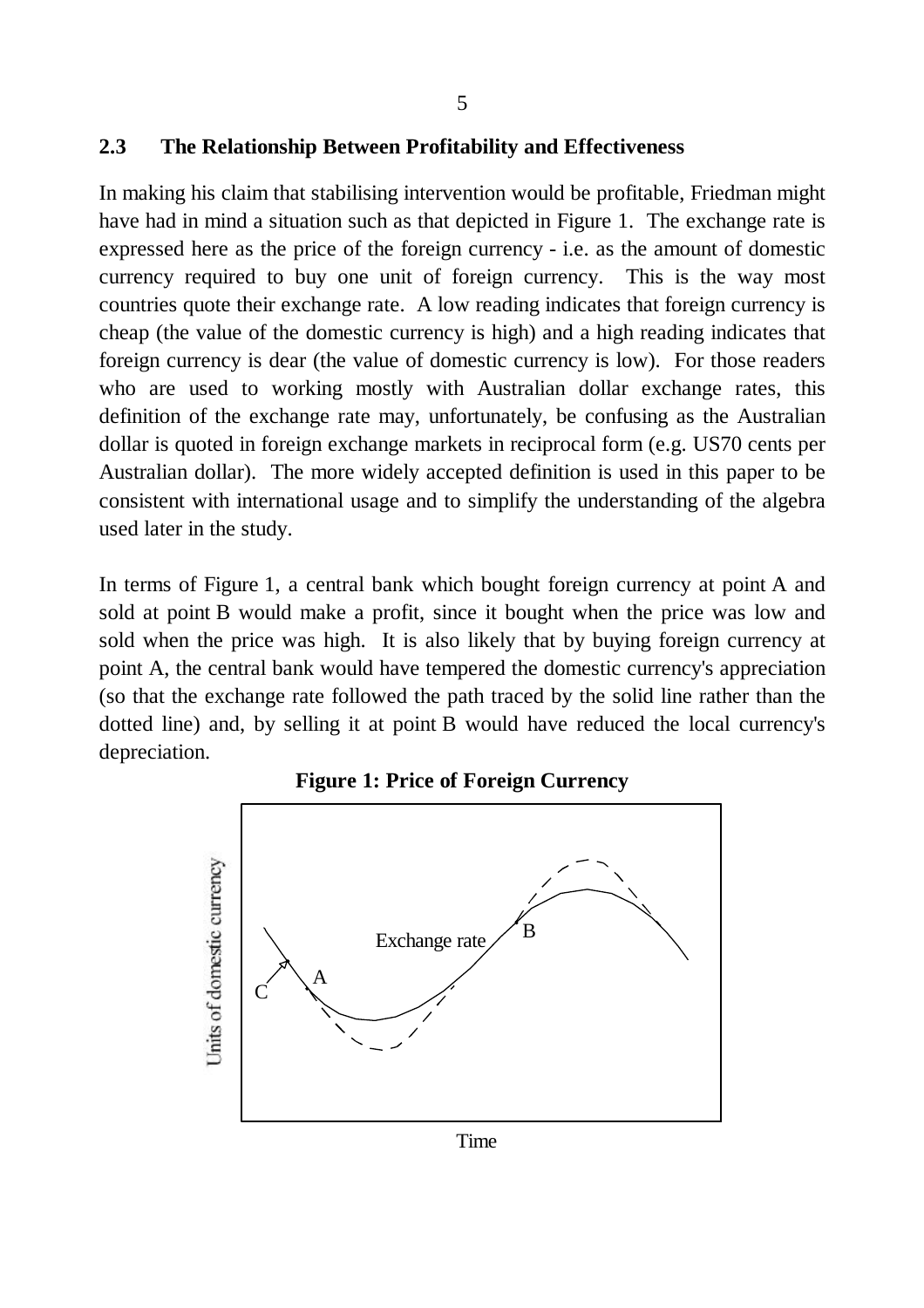## 2.3 The Relationship Between Profitability and Effectiveness

In making his claim that stabilising intervention would be profitable, Friedman might have had in mind a situation such as that depicted in Figure 1. The exchange rate is expressed here as the price of the foreign currency - i.e. as the amount of domestic currency required to buy one unit of foreign currency. This is the way most countries quote their exchange rate. A low reading indicates that foreign currency is cheap (the value of the domestic currency is high) and a high reading indicates that foreign currency is dear (the value of domestic currency is low). For those readers who are used to working mostly with Australian dollar exchange rates, this definition of the exchange rate may, unfortunately, be confusing as the Australian dollar is quoted in foreign exchange markets in reciprocal form (e.g. US70 cents per Australian dollar). The more widely accepted definition is used in this paper to be consistent with international usage and to simplify the understanding of the algebra used later in the study.

In terms of Figure 1, a central bank which bought foreign currency at point A and sold at point B would make a profit, since it bought when the price was low and sold when the price was high. It is also likely that by buying foreign currency at point A, the central bank would have tempered the domestic currency's appreciation (so that the exchange rate followed the path traced by the solid line rather than the dotted line) and, by selling it at point B would have reduced the local currency's depreciation.

**Figure 1: Price of Foreign Currency**

Units of domestic currency

Exchange rate

A

B

C

Time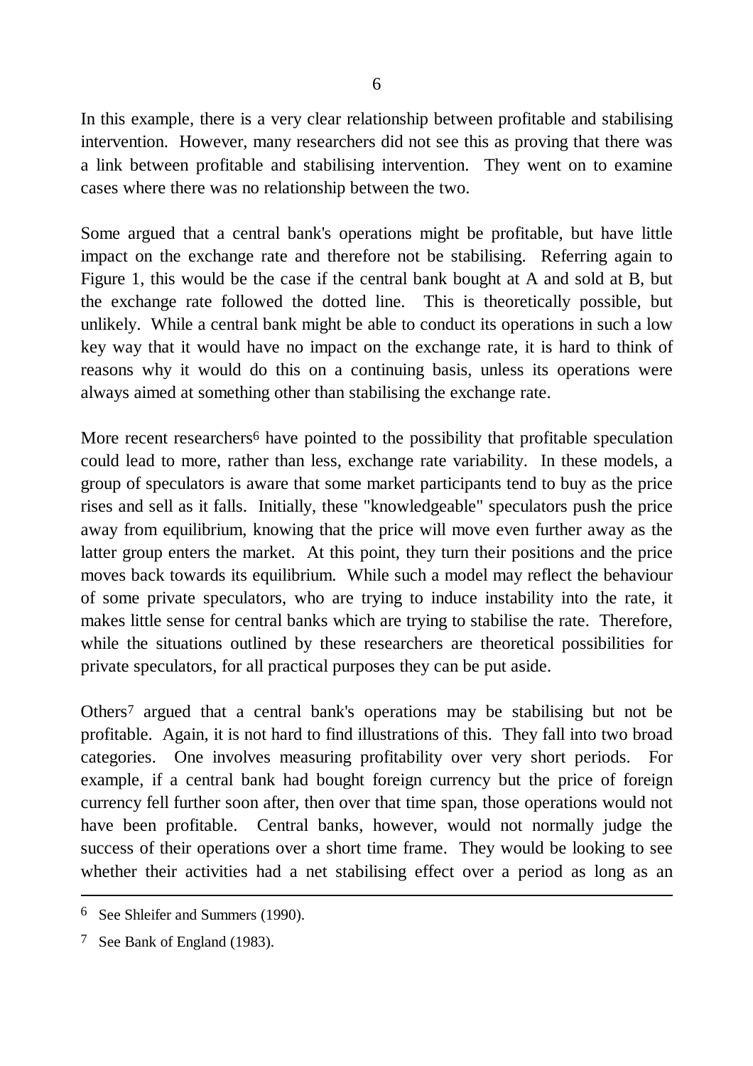In this example, there is a very clear relationship between profitable and stabilising intervention. However, many researchers did not see this as proving that there was a link between profitable and stabilising intervention. They went on to examine cases where there was no relationship between the two.

Some argued that a central bank's operations might be profitable, but have little impact on the exchange rate and therefore not be stabilising. Referring again to Figure 1, this would be the case if the central bank bought at A and sold at B, but the exchange rate followed the dotted line. This is theoretically possible, but unlikely. While a central bank might be able to conduct its operations in such a low key way that it would have no impact on the exchange rate, it is hard to think of reasons why it would do this on a continuing basis, unless its operations were always aimed at something other than stabilising the exchange rate.

More recent researchers[6] have pointed to the possibility that profitable speculation could lead to more, rather than less, exchange rate variability. In these models, a group of speculators is aware that some market participants tend to buy as the price rises and sell as it falls. Initially, these "knowledgeable" speculators push the price away from equilibrium, knowing that the price will move even further away as the latter group enters the market. At this point, they turn their positions and the price moves back towards its equilibrium. While such a model may reflect the behaviour of some private speculators, who are trying to induce instability into the rate, it makes little sense for central banks which are trying to stabilise the rate. Therefore, while the situations outlined by these researchers are theoretical possibilities for private speculators, for all practical purposes they can be put aside.

Others[7] argued that a central bank's operations may be stabilising but not be profitable. Again, it is not hard to find illustrations of this. They fall into two broad categories. One involves measuring profitability over very short periods. For example, if a central bank had bought foreign currency but the price of foreign currency fell further soon after, then over that time span, those operations would not have been profitable. Central banks, however, would not normally judge the success of their operations over a short time frame. They would be looking to see whether their activities had a net stabilising effect over a period as long as an

---

[6] See Shleifer and Summers (1990).

[7] See Bank of England (1983).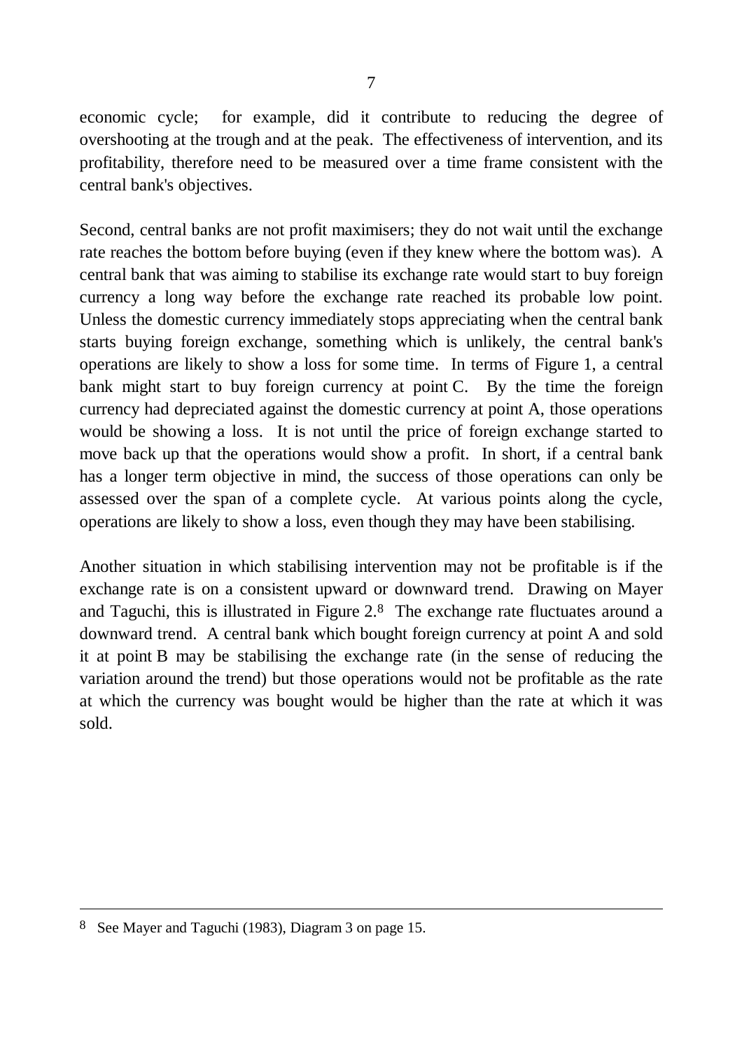economic cycle; for example, did it contribute to reducing the degree of overshooting at the trough and at the peak. The effectiveness of intervention, and its profitability, therefore need to be measured over a time frame consistent with the central bank's objectives.

Second, central banks are not profit maximisers; they do not wait until the exchange rate reaches the bottom before buying (even if they knew where the bottom was). A central bank that was aiming to stabilise its exchange rate would start to buy foreign currency a long way before the exchange rate reached its probable low point. Unless the domestic currency immediately stops appreciating when the central bank starts buying foreign exchange, something which is unlikely, the central bank's operations are likely to show a loss for some time. In terms of Figure 1, a central bank might start to buy foreign currency at point C. By the time the foreign currency had depreciated against the domestic currency at point A, those operations would be showing a loss. It is not until the price of foreign exchange started to move back up that the operations would show a profit. In short, if a central bank has a longer term objective in mind, the success of those operations can only be assessed over the span of a complete cycle. At various points along the cycle, operations are likely to show a loss, even though they may have been stabilising.

Another situation in which stabilising intervention may not be profitable is if the exchange rate is on a consistent upward or downward trend. Drawing on Mayer and Taguchi, this is illustrated in Figure 2.[8] The exchange rate fluctuates around a downward trend. A central bank which bought foreign currency at point A and sold it at point B may be stabilising the exchange rate (in the sense of reducing the variation around the trend) but those operations would not be profitable as the rate at which the currency was bought would be higher than the rate at which it was sold.

---

[8] See Mayer and Taguchi (1983), Diagram 3 on page 15.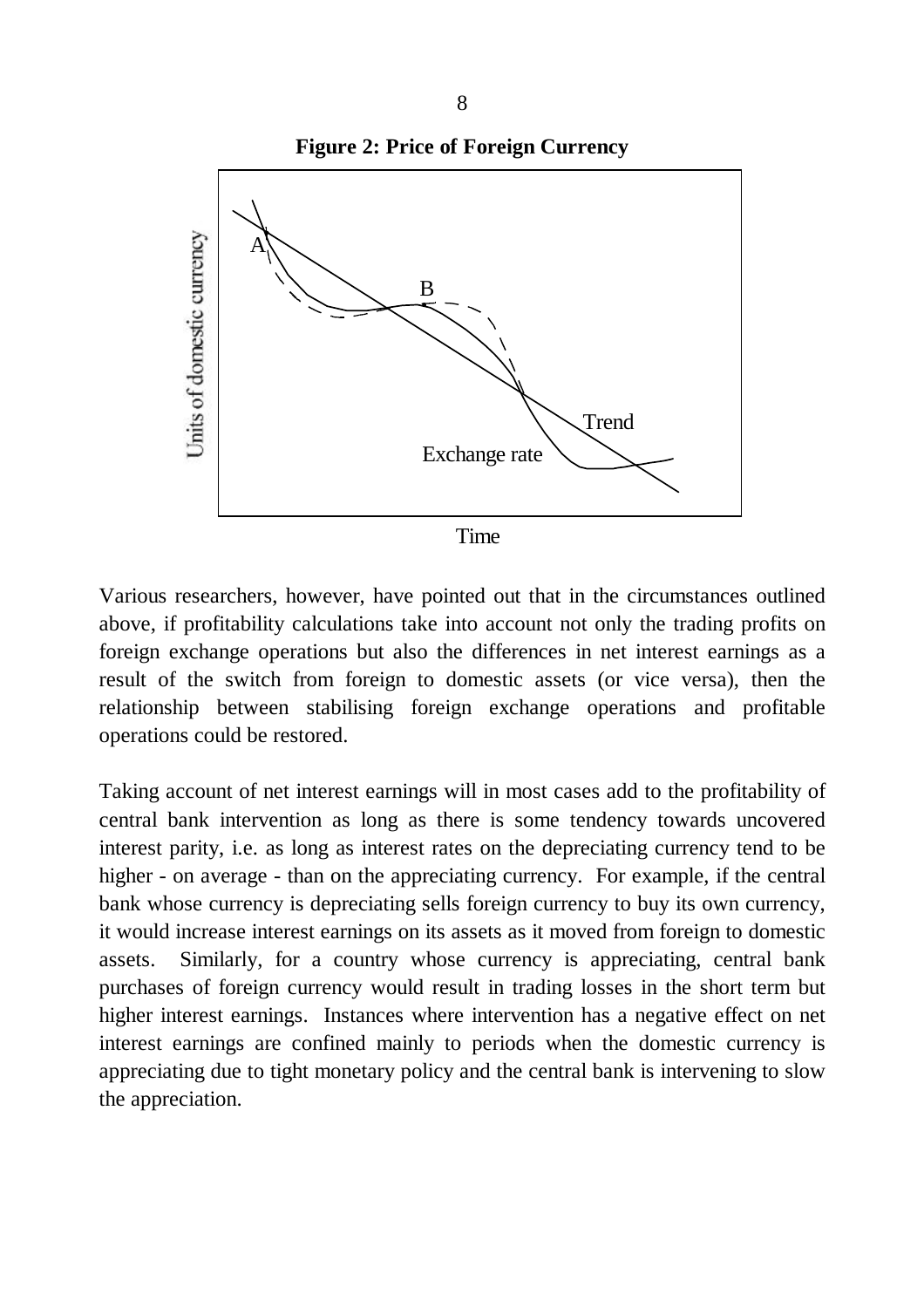**Figure 2: Price of Foreign Currency**

Various researchers, however, have pointed out that in the circumstances outlined above, if profitability calculations take into account not only the trading profits on foreign exchange operations but also the differences in net interest earnings as a result of the switch from foreign to domestic assets (or vice versa), then the relationship between stabilising foreign exchange operations and profitable operations could be restored.

Taking account of net interest earnings will in most cases add to the profitability of central bank intervention as long as there is some tendency towards uncovered interest parity, i.e. as long as interest rates on the depreciating currency tend to be higher - on average - than on the appreciating currency. For example, if the central bank whose currency is depreciating sells foreign currency to buy its own currency, it would increase interest earnings on its assets as it moved from foreign to domestic assets. Similarly, for a country whose currency is appreciating, central bank purchases of foreign currency would result in trading losses in the short term but higher interest earnings. Instances where intervention has a negative effect on net interest earnings are confined mainly to periods when the domestic currency is appreciating due to tight monetary policy and the central bank is intervening to slow the appreciation.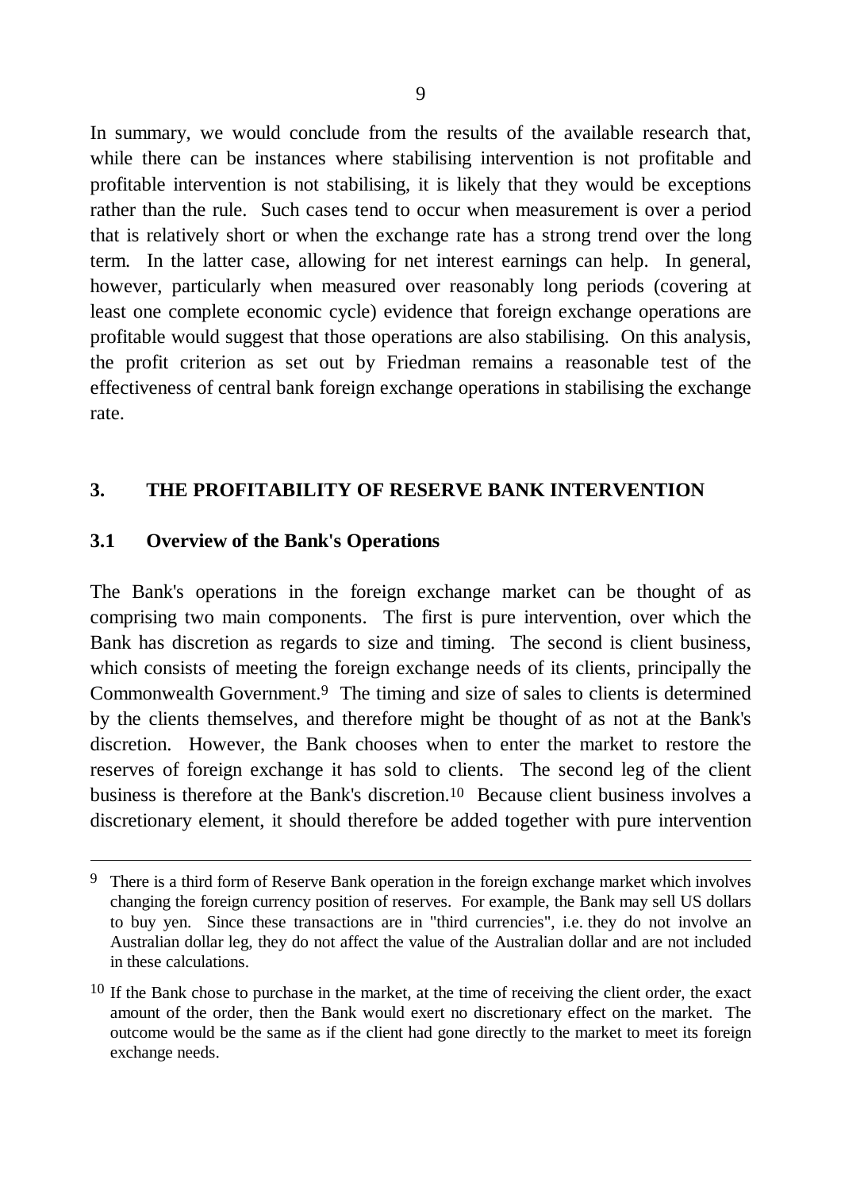In summary, we would conclude from the results of the available research that, while there can be instances where stabilising intervention is not profitable and profitable intervention is not stabilising, it is likely that they would be exceptions rather than the rule. Such cases tend to occur when measurement is over a period that is relatively short or when the exchange rate has a strong trend over the long term. In the latter case, allowing for net interest earnings can help. In general, however, particularly when measured over reasonably long periods (covering at least one complete economic cycle) evidence that foreign exchange operations are profitable would suggest that those operations are also stabilising. On this analysis, the profit criterion as set out by Friedman remains a reasonable test of the effectiveness of central bank foreign exchange operations in stabilising the exchange rate.

## 3. THE PROFITABILITY OF RESERVE BANK INTERVENTION

### 3.1 Overview of the Bank's Operations

The Bank's operations in the foreign exchange market can be thought of as comprising two main components. The first is pure intervention, over which the Bank has discretion as regards to size and timing. The second is client business, which consists of meeting the foreign exchange needs of its clients, principally the Commonwealth Government.[9] The timing and size of sales to clients is determined by the clients themselves, and therefore might be thought of as not at the Bank's discretion. However, the Bank chooses when to enter the market to restore the reserves of foreign exchange it has sold to clients. The second leg of the client business is therefore at the Bank's discretion.[10] Because client business involves a discretionary element, it should therefore be added together with pure intervention

---

[9] There is a third form of Reserve Bank operation in the foreign exchange market which involves changing the foreign currency position of reserves. For example, the Bank may sell US dollars to buy yen. Since these transactions are in "third currencies", i.e. they do not involve an Australian dollar leg, they do not affect the value of the Australian dollar and are not included in these calculations.

[10] If the Bank chose to purchase in the market, at the time of receiving the client order, the exact amount of the order, then the Bank would exert no discretionary effect on the market. The outcome would be the same as if the client had gone directly to the market to meet its foreign exchange needs.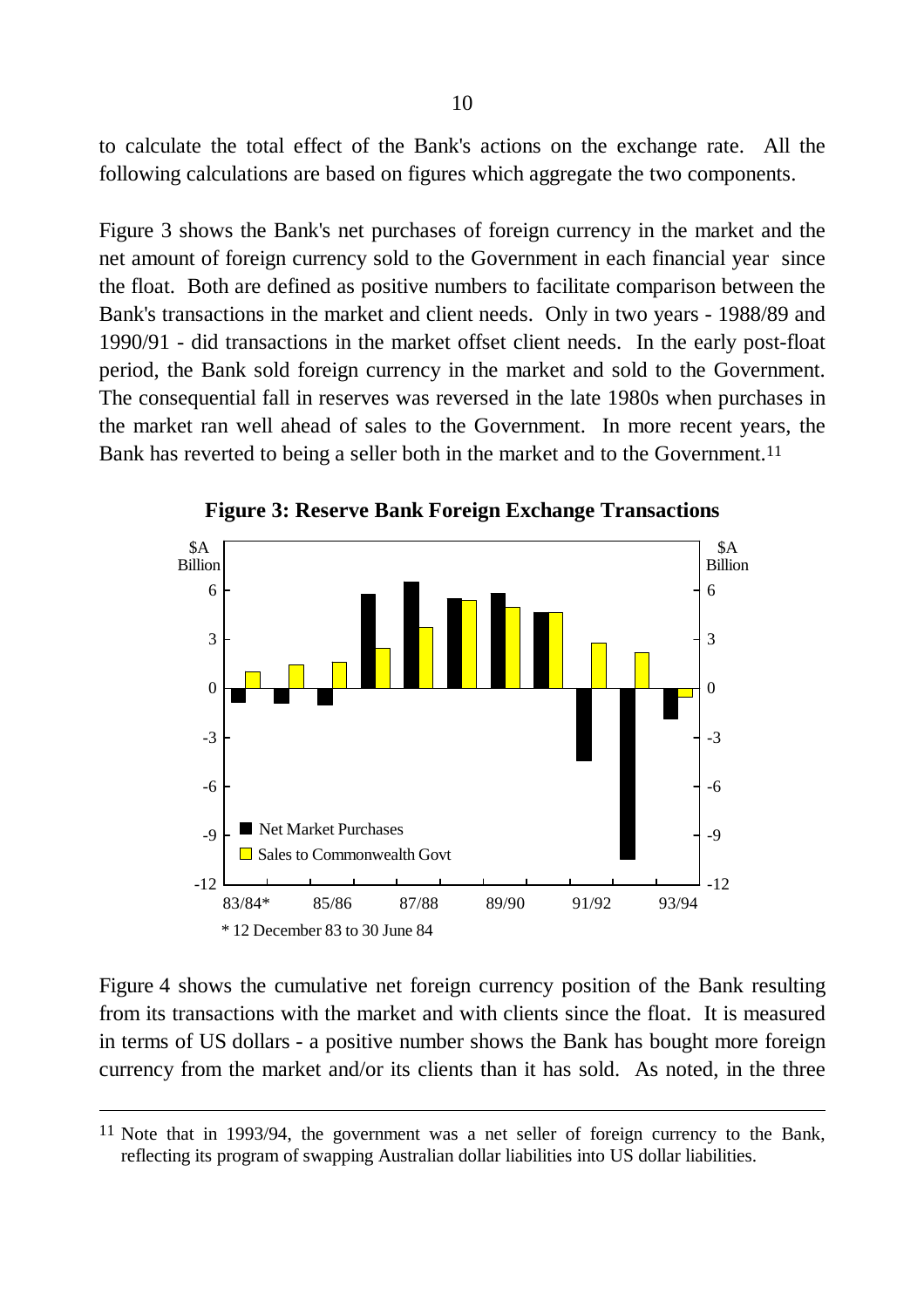to calculate the total effect of the Bank's actions on the exchange rate. All the following calculations are based on figures which aggregate the two components.

Figure 3 shows the Bank's net purchases of foreign currency in the market and the net amount of foreign currency sold to the Government in each financial year since the float. Both are defined as positive numbers to facilitate comparison between the Bank's transactions in the market and client needs. Only in two years - 1988/89 and 1990/91 - did transactions in the market offset client needs. In the early post-float period, the Bank sold foreign currency in the market and sold to the Government. The consequential fall in reserves was reversed in the late 1980s when purchases in the market ran well ahead of sales to the Government. In more recent years, the Bank has reverted to being a seller both in the market and to the Government.[11]

**Figure 3: Reserve Bank Foreign Exchange Transactions**

\* 12 December 83 to 30 June 84

Figure 4 shows the cumulative net foreign currency position of the Bank resulting from its transactions with the market and with clients since the float. It is measured in terms of US dollars - a positive number shows the Bank has bought more foreign currency from the market and/or its clients than it has sold. As noted, in the three

---

[11] Note that in 1993/94, the government was a net seller of foreign currency to the Bank, reflecting its program of swapping Australian dollar liabilities into US dollar liabilities.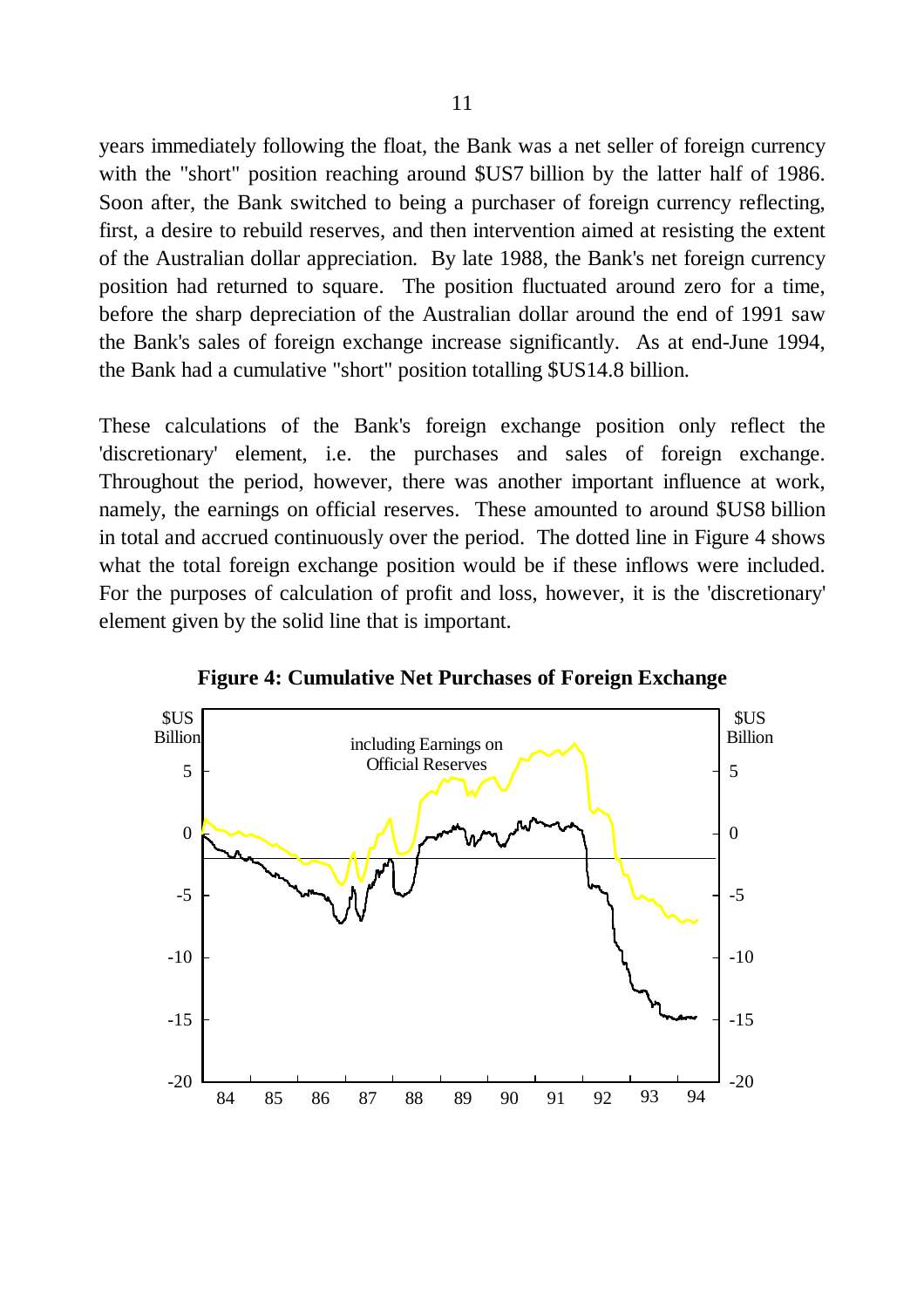years immediately following the float, the Bank was a net seller of foreign currency with the "short" position reaching around $US7 billion by the latter half of 1986. Soon after, the Bank switched to being a purchaser of foreign currency reflecting, first, a desire to rebuild reserves, and then intervention aimed at resisting the extent of the Australian dollar appreciation. By late 1988, the Bank's net foreign currency position had returned to square. The position fluctuated around zero for a time, before the sharp depreciation of the Australian dollar around the end of 1991 saw the Bank's sales of foreign exchange increase significantly. As at end-June 1994, the Bank had a cumulative "short" position totalling $US14.8 billion.

These calculations of the Bank's foreign exchange position only reflect the 'discretionary' element, i.e. the purchases and sales of foreign exchange. Throughout the period, however, there was another important influence at work, namely, the earnings on official reserves. These amounted to around $US8 billion in total and accrued continuously over the period. The dotted line in Figure 4 shows what the total foreign exchange position would be if these inflows were included. For the purposes of calculation of profit and loss, however, it is the 'discretionary' element given by the solid line that is important.

**Figure 4: Cumulative Net Purchases of Foreign Exchange**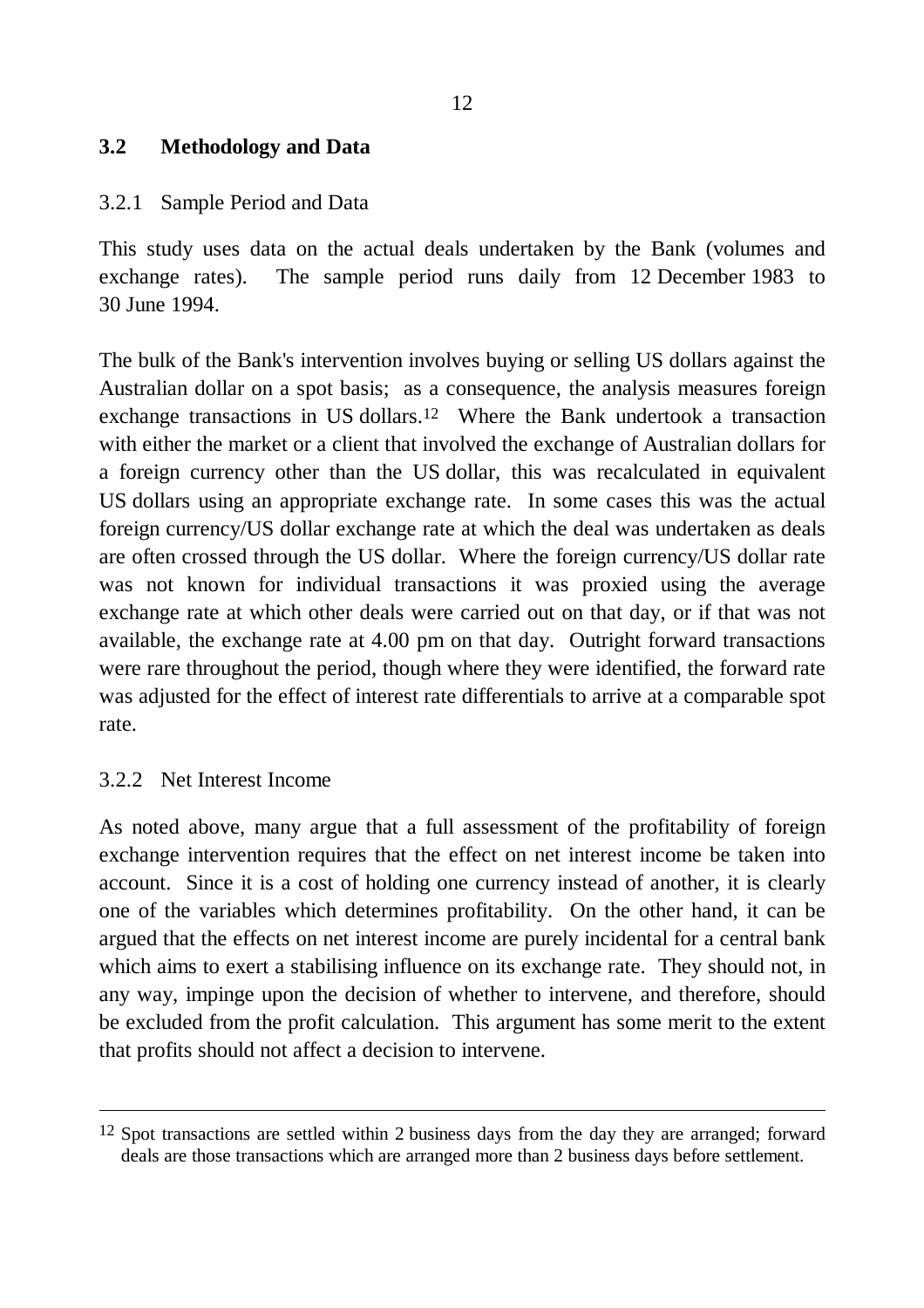## 3.2 Methodology and Data

### 3.2.1 Sample Period and Data

This study uses data on the actual deals undertaken by the Bank (volumes and exchange rates). The sample period runs daily from 12 December 1983 to 30 June 1994.

The bulk of the Bank's intervention involves buying or selling US dollars against the Australian dollar on a spot basis; as a consequence, the analysis measures foreign exchange transactions in US dollars.[12] Where the Bank undertook a transaction with either the market or a client that involved the exchange of Australian dollars for a foreign currency other than the US dollar, this was recalculated in equivalent US dollars using an appropriate exchange rate. In some cases this was the actual foreign currency/US dollar exchange rate at which the deal was undertaken as deals are often crossed through the US dollar. Where the foreign currency/US dollar rate was not known for individual transactions it was proxied using the average exchange rate at which other deals were carried out on that day, or if that was not available, the exchange rate at 4.00 pm on that day. Outright forward transactions were rare throughout the period, though where they were identified, the forward rate was adjusted for the effect of interest rate differentials to arrive at a comparable spot rate.

### 3.2.2 Net Interest Income

As noted above, many argue that a full assessment of the profitability of foreign exchange intervention requires that the effect on net interest income be taken into account. Since it is a cost of holding one currency instead of another, it is clearly one of the variables which determines profitability. On the other hand, it can be argued that the effects on net interest income are purely incidental for a central bank which aims to exert a stabilising influence on its exchange rate. They should not, in any way, impinge upon the decision of whether to intervene, and therefore, should be excluded from the profit calculation. This argument has some merit to the extent that profits should not affect a decision to intervene.

---

[12] Spot transactions are settled within 2 business days from the day they are arranged; forward deals are those transactions which are arranged more than 2 business days before settlement.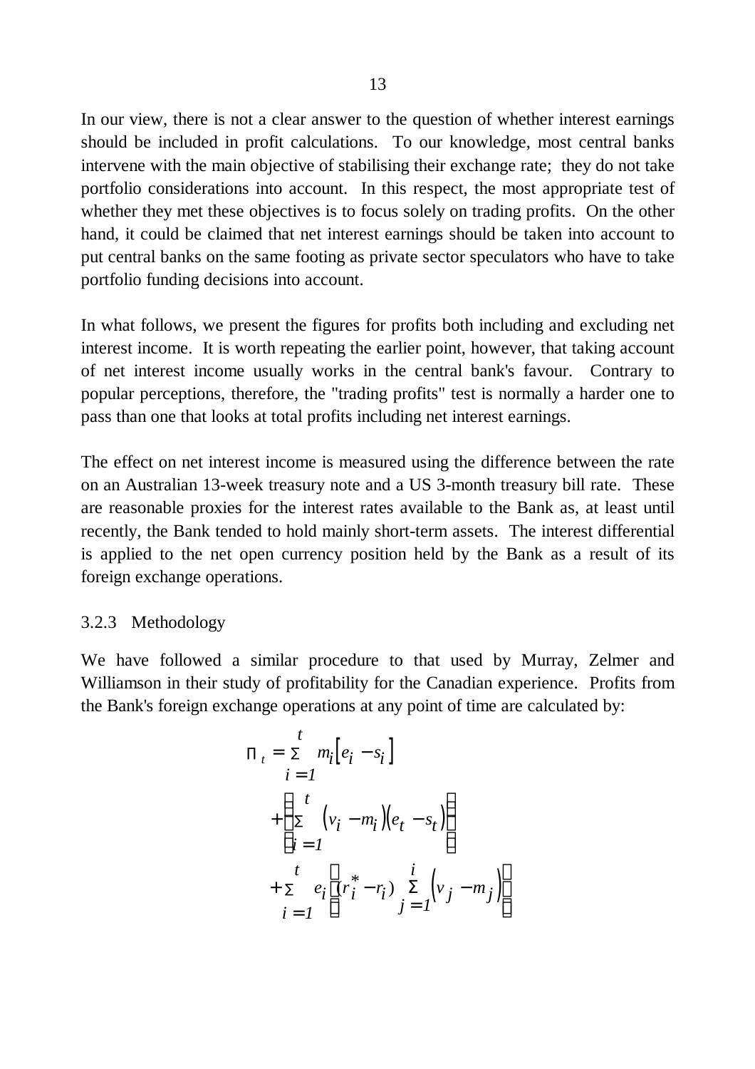In our view, there is not a clear answer to the question of whether interest earnings should be included in profit calculations. To our knowledge, most central banks intervene with the main objective of stabilising their exchange rate; they do not take portfolio considerations into account. In this respect, the most appropriate test of whether they met these objectives is to focus solely on trading profits. On the other hand, it could be claimed that net interest earnings should be taken into account to put central banks on the same footing as private sector speculators who have to take portfolio funding decisions into account.

In what follows, we present the figures for profits both including and excluding net interest income. It is worth repeating the earlier point, however, that taking account of net interest income usually works in the central bank's favour. Contrary to popular perceptions, therefore, the "trading profits" test is normally a harder one to pass than one that looks at total profits including net interest earnings.

The effect on net interest income is measured using the difference between the rate on an Australian 13-week treasury note and a US 3-month treasury bill rate. These are reasonable proxies for the interest rates available to the Bank as, at least until recently, the Bank tended to hold mainly short-term assets. The interest differential is applied to the net open currency position held by the Bank as a result of its foreign exchange operations.

### 3.2.3 Methodology

We have followed a similar procedure to that used by Murray, Zelmer and Williamson in their study of profitability for the Canadian experience. Profits from the Bank's foreign exchange operations at any point of time are calculated by:

$$
\begin{aligned}
\Pi_t = & \sum_{i=1}^{t} m_i \left[ e_i - s_i \right] \\
& + \left[ \sum_{i=1}^{t} \left( v_i - m_i \right) \left( e_t - s_t \right) \right] \\
& + \sum_{i=1}^{t} e_i \left[ (r_i^* - r_i) \sum_{j=1}^{i} \left( v_j - m_j \right) \right]
\end{aligned}
$$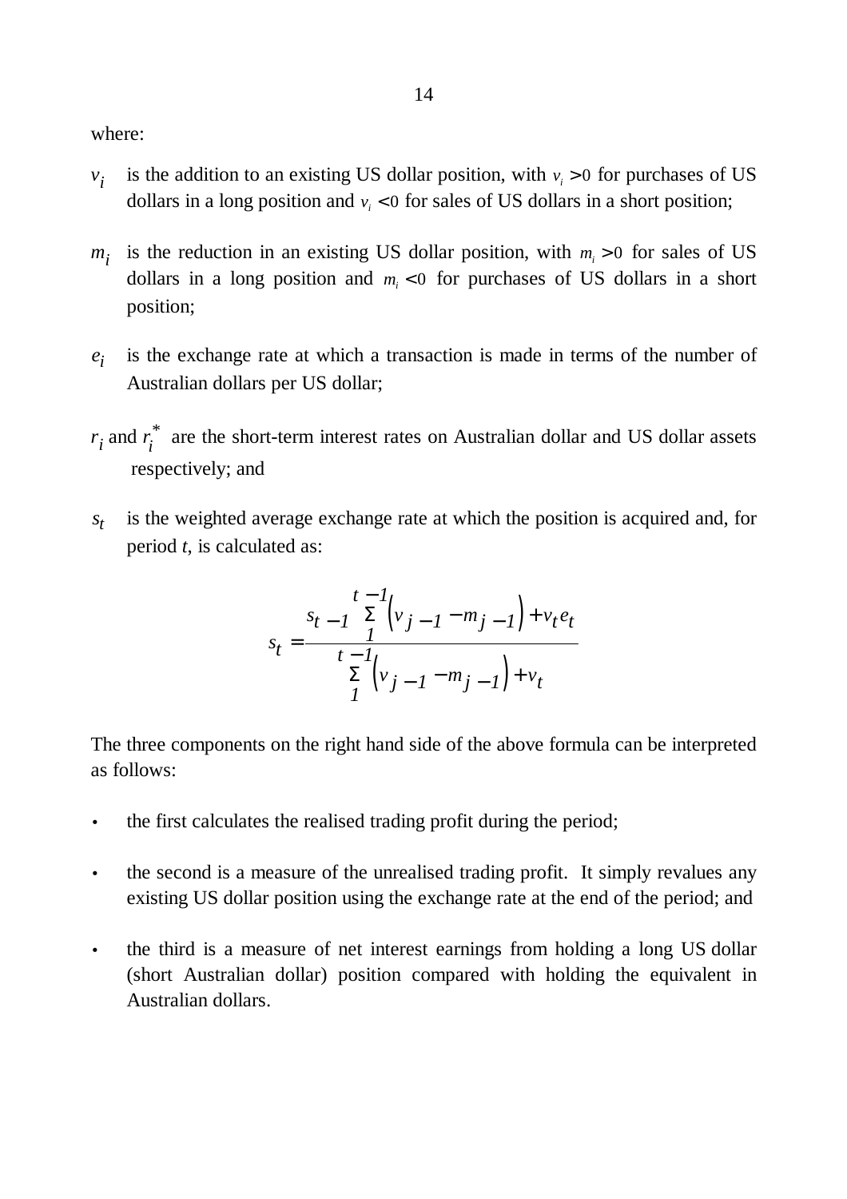where:

$v_i$ is the addition to an existing US dollar position, with $v_i > 0$ for purchases of US dollars in a long position and $v_i < 0$ for sales of US dollars in a short position;

$m_i$ is the reduction in an existing US dollar position, with $m_i > 0$ for sales of US dollars in a long position and $m_i < 0$ for purchases of US dollars in a short position;

$e_i$ is the exchange rate at which a transaction is made in terms of the number of Australian dollars per US dollar;

$r_i$ and $r_i^*$ are the short-term interest rates on Australian dollar and US dollar assets respectively; and

$s_t$ is the weighted average exchange rate at which the position is acquired and, for period *t*, is calculated as:

$$s_t = \frac{s_{t-1} \sum_{1}^{t-1} \left( v_{j-1} - m_{j-1} \right) + v_t e_t}{\sum_{1}^{t-1} \left( v_{j-1} - m_{j-1} \right) + v_t}$$

The three components on the right hand side of the above formula can be interpreted as follows:

- the first calculates the realised trading profit during the period;
- the second is a measure of the unrealised trading profit. It simply revalues any existing US dollar position using the exchange rate at the end of the period; and
- the third is a measure of net interest earnings from holding a long US dollar (short Australian dollar) position compared with holding the equivalent in Australian dollars.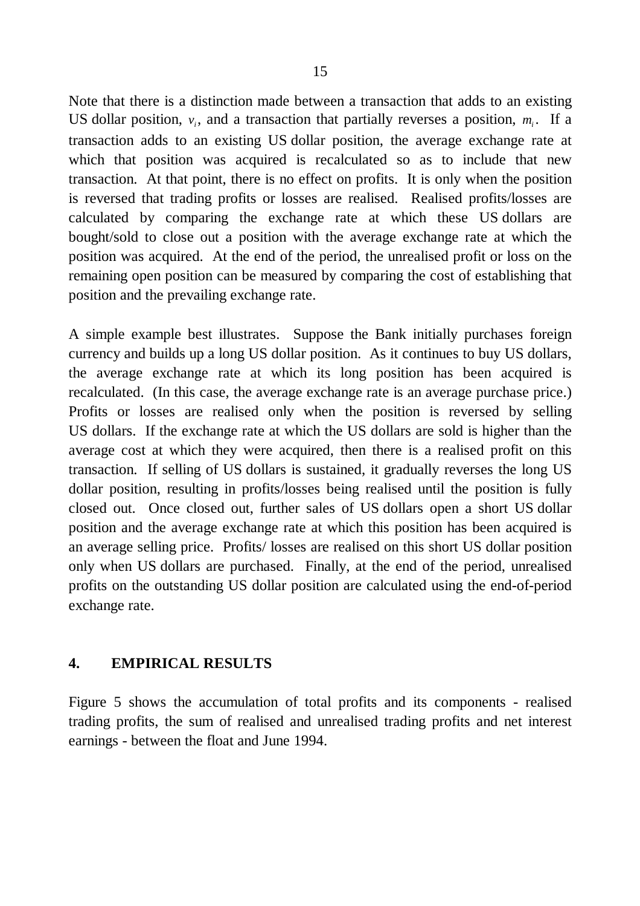Note that there is a distinction made between a transaction that adds to an existing US dollar position, $v_i$, and a transaction that partially reverses a position, $m_i$. If a transaction adds to an existing US dollar position, the average exchange rate at which that position was acquired is recalculated so as to include that new transaction. At that point, there is no effect on profits. It is only when the position is reversed that trading profits or losses are realised. Realised profits/losses are calculated by comparing the exchange rate at which these US dollars are bought/sold to close out a position with the average exchange rate at which the position was acquired. At the end of the period, the unrealised profit or loss on the remaining open position can be measured by comparing the cost of establishing that position and the prevailing exchange rate.

A simple example best illustrates. Suppose the Bank initially purchases foreign currency and builds up a long US dollar position. As it continues to buy US dollars, the average exchange rate at which its long position has been acquired is recalculated. (In this case, the average exchange rate is an average purchase price.) Profits or losses are realised only when the position is reversed by selling US dollars. If the exchange rate at which the US dollars are sold is higher than the average cost at which they were acquired, then there is a realised profit on this transaction. If selling of US dollars is sustained, it gradually reverses the long US dollar position, resulting in profits/losses being realised until the position is fully closed out. Once closed out, further sales of US dollars open a short US dollar position and the average exchange rate at which this position has been acquired is an average selling price. Profits/ losses are realised on this short US dollar position only when US dollars are purchased. Finally, at the end of the period, unrealised profits on the outstanding US dollar position are calculated using the end-of-period exchange rate.

## 4. EMPIRICAL RESULTS

Figure 5 shows the accumulation of total profits and its components - realised trading profits, the sum of realised and unrealised trading profits and net interest earnings - between the float and June 1994.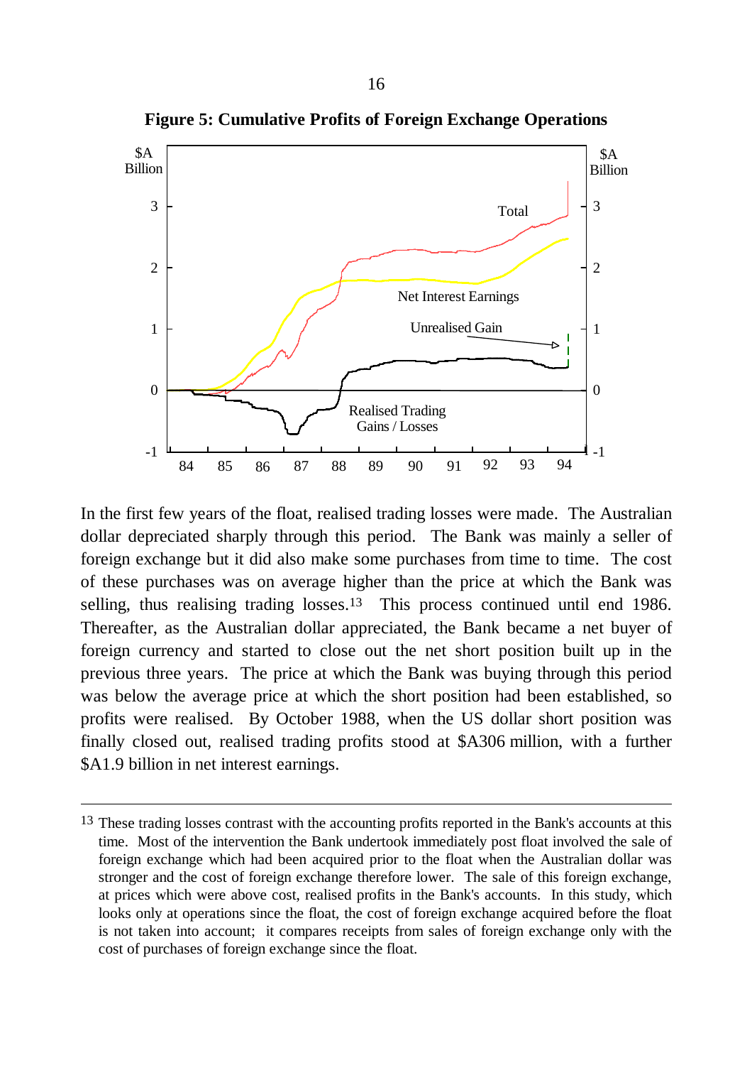**Figure 5: Cumulative Profits of Foreign Exchange Operations**

In the first few years of the float, realised trading losses were made. The Australian dollar depreciated sharply through this period. The Bank was mainly a seller of foreign exchange but it did also make some purchases from time to time. The cost of these purchases was on average higher than the price at which the Bank was selling, thus realising trading losses.[13] This process continued until end 1986. Thereafter, as the Australian dollar appreciated, the Bank became a net buyer of foreign currency and started to close out the net short position built up in the previous three years. The price at which the Bank was buying through this period was below the average price at which the short position had been established, so profits were realised. By October 1988, when the US dollar short position was finally closed out, realised trading profits stood at $A306 million, with a further $A1.9 billion in net interest earnings.

---

[13] These trading losses contrast with the accounting profits reported in the Bank's accounts at this time. Most of the intervention the Bank undertook immediately post float involved the sale of foreign exchange which had been acquired prior to the float when the Australian dollar was stronger and the cost of foreign exchange therefore lower. The sale of this foreign exchange, at prices which were above cost, realised profits in the Bank's accounts. In this study, which looks only at operations since the float, the cost of foreign exchange acquired before the float is not taken into account; it compares receipts from sales of foreign exchange only with the cost of purchases of foreign exchange since the float.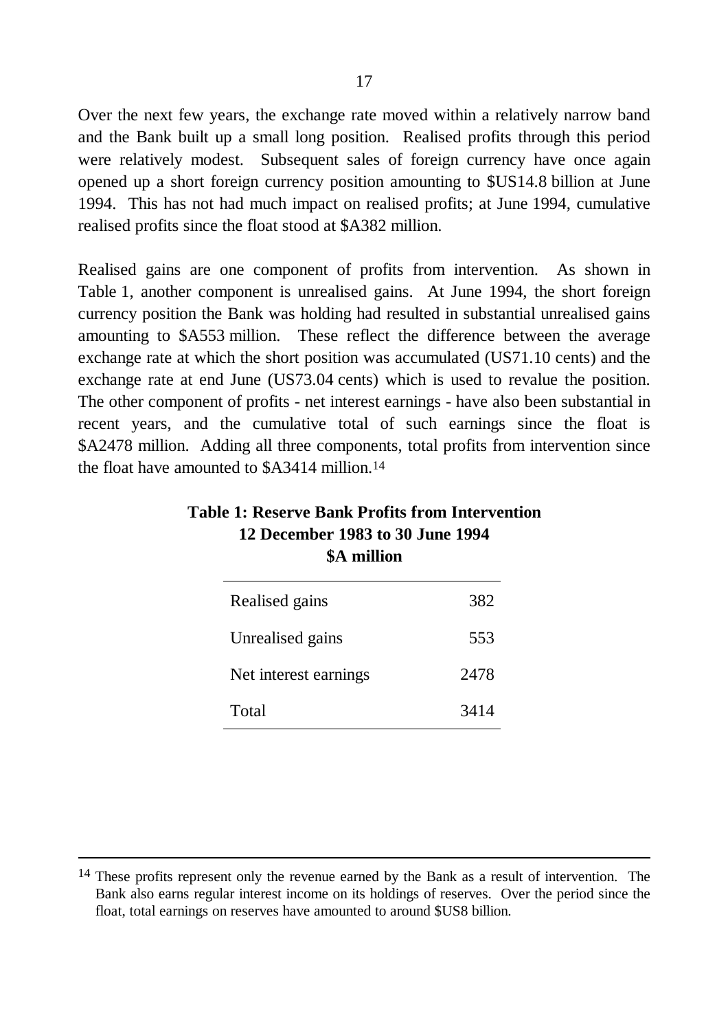Over the next few years, the exchange rate moved within a relatively narrow band and the Bank built up a small long position. Realised profits through this period were relatively modest. Subsequent sales of foreign currency have once again opened up a short foreign currency position amounting to \$US14.8 billion at June 1994. This has not had much impact on realised profits; at June 1994, cumulative realised profits since the float stood at \$A382 million.

Realised gains are one component of profits from intervention. As shown in Table 1, another component is unrealised gains. At June 1994, the short foreign currency position the Bank was holding had resulted in substantial unrealised gains amounting to \$A553 million. These reflect the difference between the average exchange rate at which the short position was accumulated (US71.10 cents) and the exchange rate at end June (US73.04 cents) which is used to revalue the position. The other component of profits - net interest earnings - have also been substantial in recent years, and the cumulative total of such earnings since the float is \$A2478 million. Adding all three components, total profits from intervention since the float have amounted to \$A3414 million.[14]

**Table 1: Reserve Bank Profits from Intervention**
**12 December 1983 to 30 June 1994**
**\$A million**

| | |
|---|---:|
| Realised gains | 382 |
| Unrealised gains | 553 |
| Net interest earnings | 2478 |
| Total | 3414 |

[14] These profits represent only the revenue earned by the Bank as a result of intervention. The Bank also earns regular interest income on its holdings of reserves. Over the period since the float, total earnings on reserves have amounted to around \$US8 billion.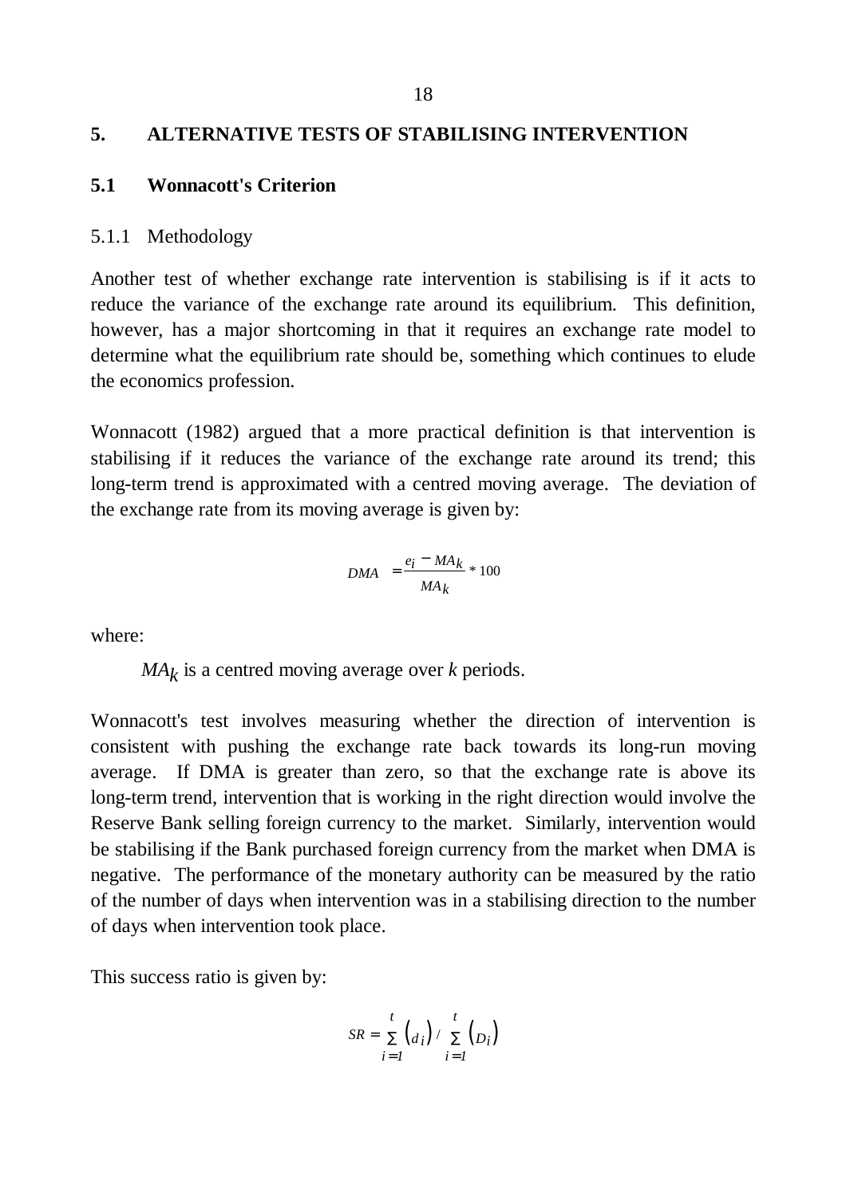## 5. ALTERNATIVE TESTS OF STABILISING INTERVENTION

### 5.1 Wonnacott's Criterion

#### 5.1.1 Methodology

Another test of whether exchange rate intervention is stabilising is if it acts to reduce the variance of the exchange rate around its equilibrium. This definition, however, has a major shortcoming in that it requires an exchange rate model to determine what the equilibrium rate should be, something which continues to elude the economics profession.

Wonnacott (1982) argued that a more practical definition is that intervention is stabilising if it reduces the variance of the exchange rate around its trend; this long-term trend is approximated with a centred moving average. The deviation of the exchange rate from its moving average is given by:

$$DMA = \frac{e_i - MA_k}{MA_k} * 100$$

where:

$MA_k$ is a centred moving average over *k* periods.

Wonnacott's test involves measuring whether the direction of intervention is consistent with pushing the exchange rate back towards its long-run moving average. If DMA is greater than zero, so that the exchange rate is above its long-term trend, intervention that is working in the right direction would involve the Reserve Bank selling foreign currency to the market. Similarly, intervention would be stabilising if the Bank purchased foreign currency from the market when DMA is negative. The performance of the monetary authority can be measured by the ratio of the number of days when intervention was in a stabilising direction to the number of days when intervention took place.

This success ratio is given by:

$$SR = \sum_{i=1}^{t} \left(d_i\right) / \sum_{i=1}^{t} \left(D_i\right)$$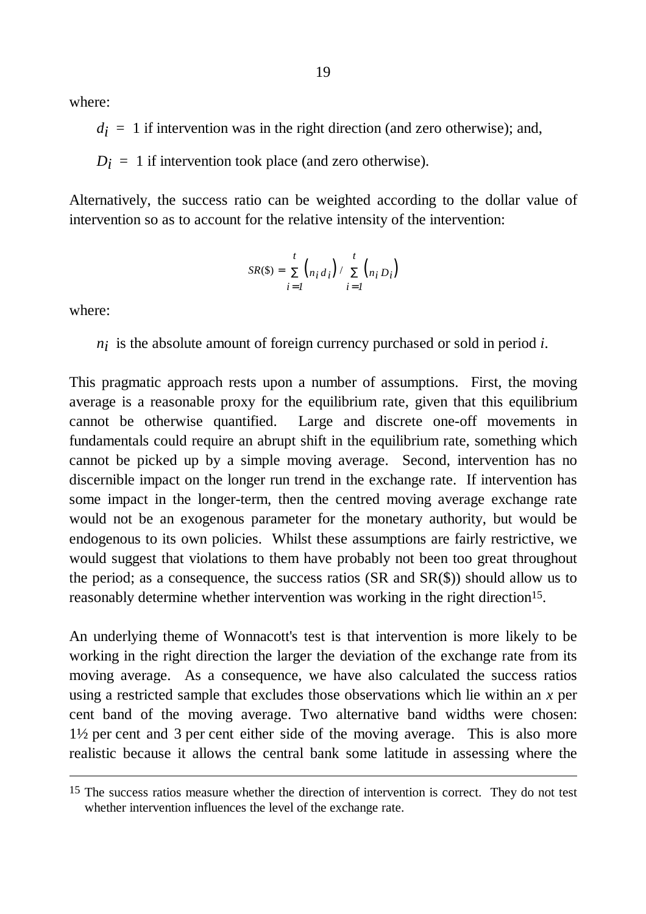where:

$d_i$ = 1 if intervention was in the right direction (and zero otherwise); and,

$D_i$ = 1 if intervention took place (and zero otherwise).

Alternatively, the success ratio can be weighted according to the dollar value of intervention so as to account for the relative intensity of the intervention:

$$SR(\$) = \sum_{i=1}^{t} \left(n_i d_i\right) / \sum_{i=1}^{t} \left(n_i D_i\right)$$

where:

$n_i$ is the absolute amount of foreign currency purchased or sold in period *i*.

This pragmatic approach rests upon a number of assumptions. First, the moving average is a reasonable proxy for the equilibrium rate, given that this equilibrium cannot be otherwise quantified. Large and discrete one-off movements in fundamentals could require an abrupt shift in the equilibrium rate, something which cannot be picked up by a simple moving average. Second, intervention has no discernible impact on the longer run trend in the exchange rate. If intervention has some impact in the longer-term, then the centred moving average exchange rate would not be an exogenous parameter for the monetary authority, but would be endogenous to its own policies. Whilst these assumptions are fairly restrictive, we would suggest that violations to them have probably not been too great throughout the period; as a consequence, the success ratios (SR and SR($)) should allow us to reasonably determine whether intervention was working in the right direction[15].

An underlying theme of Wonnacott's test is that intervention is more likely to be working in the right direction the larger the deviation of the exchange rate from its moving average. As a consequence, we have also calculated the success ratios using a restricted sample that excludes those observations which lie within an *x* per cent band of the moving average. Two alternative band widths were chosen: 1½ per cent and 3 per cent either side of the moving average. This is also more realistic because it allows the central bank some latitude in assessing where the

[15] The success ratios measure whether the direction of intervention is correct. They do not test whether intervention influences the level of the exchange rate.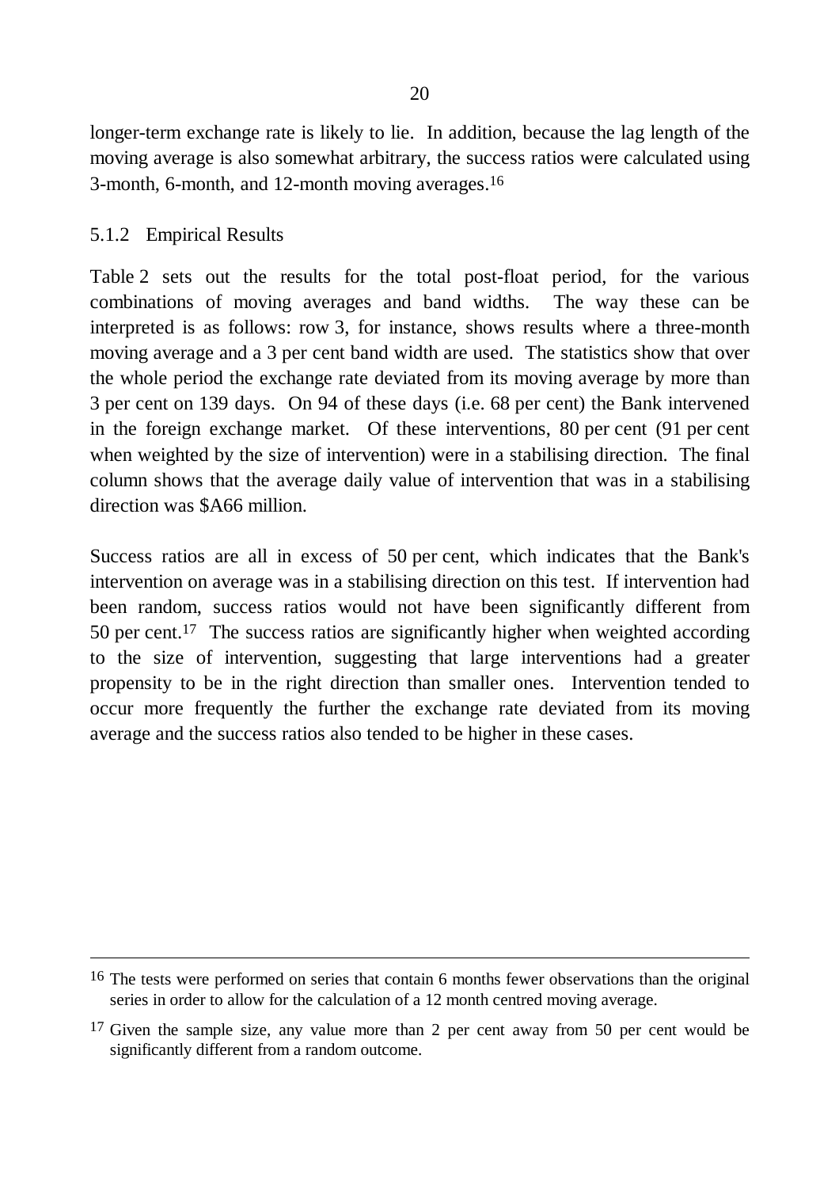longer-term exchange rate is likely to lie. In addition, because the lag length of the moving average is also somewhat arbitrary, the success ratios were calculated using 3-month, 6-month, and 12-month moving averages.[16]

### 5.1.2 Empirical Results

Table 2 sets out the results for the total post-float period, for the various combinations of moving averages and band widths. The way these can be interpreted is as follows: row 3, for instance, shows results where a three-month moving average and a 3 per cent band width are used. The statistics show that over the whole period the exchange rate deviated from its moving average by more than 3 per cent on 139 days. On 94 of these days (i.e. 68 per cent) the Bank intervened in the foreign exchange market. Of these interventions, 80 per cent (91 per cent when weighted by the size of intervention) were in a stabilising direction. The final column shows that the average daily value of intervention that was in a stabilising direction was \$A66 million.

Success ratios are all in excess of 50 per cent, which indicates that the Bank's intervention on average was in a stabilising direction on this test. If intervention had been random, success ratios would not have been significantly different from 50 per cent.[17] The success ratios are significantly higher when weighted according to the size of intervention, suggesting that large interventions had a greater propensity to be in the right direction than smaller ones. Intervention tended to occur more frequently the further the exchange rate deviated from its moving average and the success ratios also tended to be higher in these cases.

---

[16] The tests were performed on series that contain 6 months fewer observations than the original series in order to allow for the calculation of a 12 month centred moving average.

[17] Given the sample size, any value more than 2 per cent away from 50 per cent would be significantly different from a random outcome.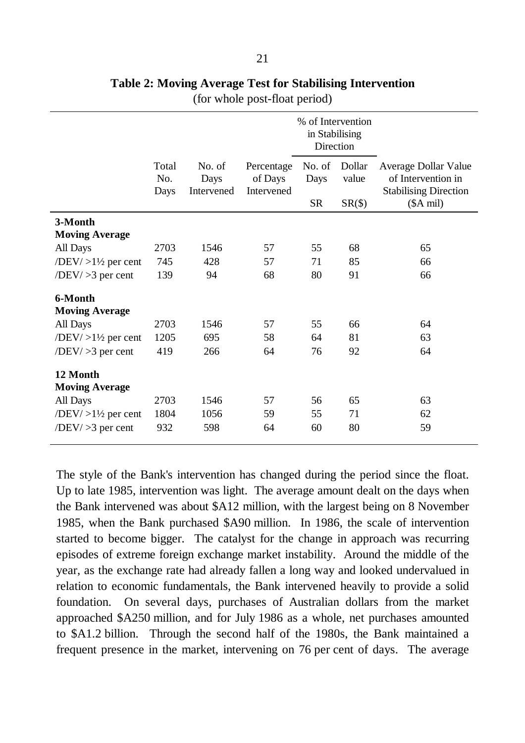**Table 2: Moving Average Test for Stabilising Intervention**

(for whole post-float period)

| | Total No. Days | No. of Days Intervened | Percentage of Days Intervened | % of Intervention in Stabilising Direction: No. of Days SR | % of Intervention in Stabilising Direction: Dollar value SR($) | Average Dollar Value of Intervention in Stabilising Direction ($A mil) |
|---|---|---|---|---|---|---|
| **3-Month Moving Average** | | | | | | |
| All Days | 2703 | 1546 | 57 | 55 | 68 | 65 |
| /DEV/ >1½ per cent | 745 | 428 | 57 | 71 | 85 | 66 |
| /DEV/ >3 per cent | 139 | 94 | 68 | 80 | 91 | 66 |
| **6-Month Moving Average** | | | | | | |
| All Days | 2703 | 1546 | 57 | 55 | 66 | 64 |
| /DEV/ >1½ per cent | 1205 | 695 | 58 | 64 | 81 | 63 |
| /DEV/ >3 per cent | 419 | 266 | 64 | 76 | 92 | 64 |
| **12 Month Moving Average** | | | | | | |
| All Days | 2703 | 1546 | 57 | 56 | 65 | 63 |
| /DEV/ >1½ per cent | 1804 | 1056 | 59 | 55 | 71 | 62 |
| /DEV/ >3 per cent | 932 | 598 | 64 | 60 | 80 | 59 |

The style of the Bank's intervention has changed during the period since the float. Up to late 1985, intervention was light. The average amount dealt on the days when the Bank intervened was about $A12 million, with the largest being on 8 November 1985, when the Bank purchased $A90 million. In 1986, the scale of intervention started to become bigger. The catalyst for the change in approach was recurring episodes of extreme foreign exchange market instability. Around the middle of the year, as the exchange rate had already fallen a long way and looked undervalued in relation to economic fundamentals, the Bank intervened heavily to provide a solid foundation. On several days, purchases of Australian dollars from the market approached $A250 million, and for July 1986 as a whole, net purchases amounted to $A1.2 billion. Through the second half of the 1980s, the Bank maintained a frequent presence in the market, intervening on 76 per cent of days. The average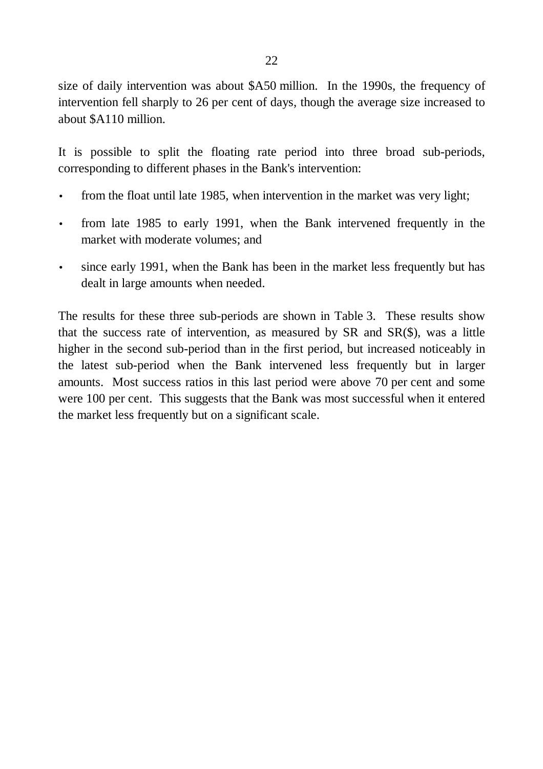size of daily intervention was about $A50 million. In the 1990s, the frequency of intervention fell sharply to 26 per cent of days, though the average size increased to about $A110 million.

It is possible to split the floating rate period into three broad sub-periods, corresponding to different phases in the Bank's intervention:

- from the float until late 1985, when intervention in the market was very light;
- from late 1985 to early 1991, when the Bank intervened frequently in the market with moderate volumes; and
- since early 1991, when the Bank has been in the market less frequently but has dealt in large amounts when needed.

The results for these three sub-periods are shown in Table 3. These results show that the success rate of intervention, as measured by SR and SR($), was a little higher in the second sub-period than in the first period, but increased noticeably in the latest sub-period when the Bank intervened less frequently but in larger amounts. Most success ratios in this last period were above 70 per cent and some were 100 per cent. This suggests that the Bank was most successful when it entered the market less frequently but on a significant scale.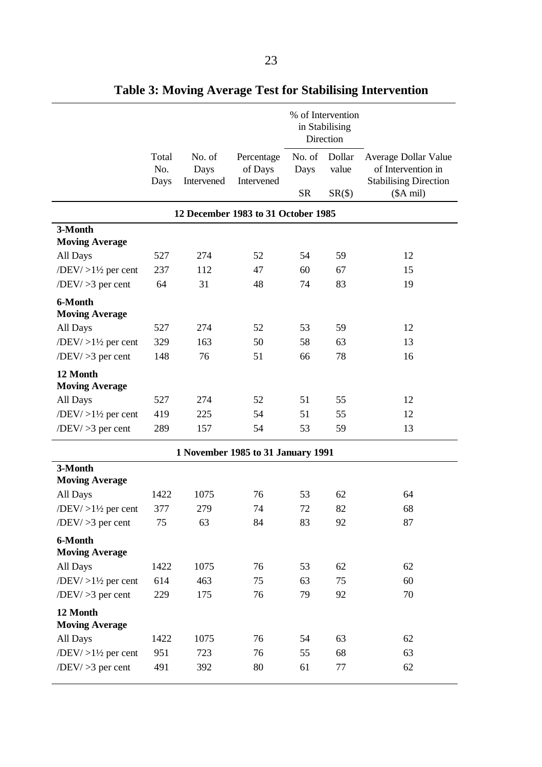## Table 3: Moving Average Test for Stabilising Intervention

| | Total No. Days | No. of Days Intervened | Percentage of Days Intervened | % of Intervention in Stabilising Direction | | Average Dollar Value of Intervention in Stabilising Direction |
|---|---|---|---|---|---|---|
| | | | | No. of Days SR | Dollar value SR($) | ($A mil) |
| **12 December 1983 to 31 October 1985** | | | | | | |
| **3-Month Moving Average** | | | | | | |
| All Days | 527 | 274 | 52 | 54 | 59 | 12 |
| /DEV/ >1½ per cent | 237 | 112 | 47 | 60 | 67 | 15 |
| /DEV/ >3 per cent | 64 | 31 | 48 | 74 | 83 | 19 |
| **6-Month Moving Average** | | | | | | |
| All Days | 527 | 274 | 52 | 53 | 59 | 12 |
| /DEV/ >1½ per cent | 329 | 163 | 50 | 58 | 63 | 13 |
| /DEV/ >3 per cent | 148 | 76 | 51 | 66 | 78 | 16 |
| **12 Month Moving Average** | | | | | | |
| All Days | 527 | 274 | 52 | 51 | 55 | 12 |
| /DEV/ >1½ per cent | 419 | 225 | 54 | 51 | 55 | 12 |
| /DEV/ >3 per cent | 289 | 157 | 54 | 53 | 59 | 13 |
| **1 November 1985 to 31 January 1991** | | | | | | |
| **3-Month Moving Average** | | | | | | |
| All Days | 1422 | 1075 | 76 | 53 | 62 | 64 |
| /DEV/ >1½ per cent | 377 | 279 | 74 | 72 | 82 | 68 |
| /DEV/ >3 per cent | 75 | 63 | 84 | 83 | 92 | 87 |
| **6-Month Moving Average** | | | | | | |
| All Days | 1422 | 1075 | 76 | 53 | 62 | 62 |
| /DEV/ >1½ per cent | 614 | 463 | 75 | 63 | 75 | 60 |
| /DEV/ >3 per cent | 229 | 175 | 76 | 79 | 92 | 70 |
| **12 Month Moving Average** | | | | | | |
| All Days | 1422 | 1075 | 76 | 54 | 63 | 62 |
| /DEV/ >1½ per cent | 951 | 723 | 76 | 55 | 68 | 63 |
| /DEV/ >3 per cent | 491 | 392 | 80 | 61 | 77 | 62 |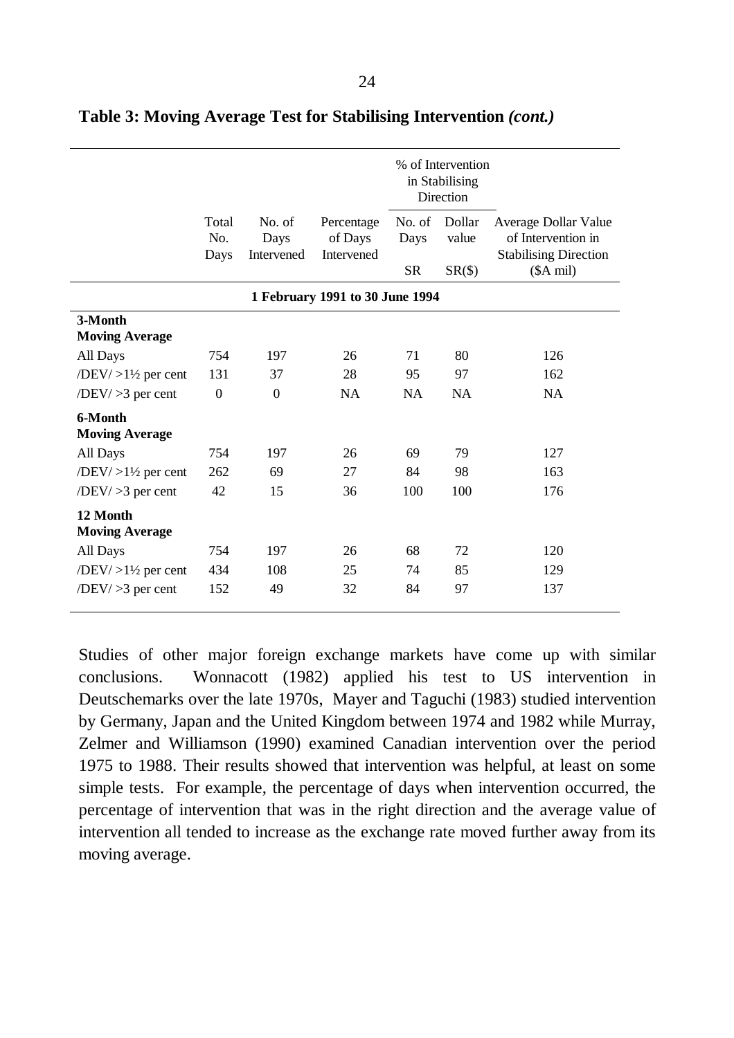**Table 3: Moving Average Test for Stabilising Intervention *(cont.)***

| | Total No. Days | No. of Days Intervened | Percentage of Days Intervened | % of Intervention in Stabilising Direction: No. of Days SR | % of Intervention in Stabilising Direction: Dollar value SR($) | Average Dollar Value of Intervention in Stabilising Direction ($A mil) |
|---|---|---|---|---|---|---|
| | | | **1 February 1991 to 30 June 1994** | | | |
| **3-Month Moving Average** | | | | | | |
| All Days | 754 | 197 | 26 | 71 | 80 | 126 |
| /DEV/ >1½ per cent | 131 | 37 | 28 | 95 | 97 | 162 |
| /DEV/ >3 per cent | 0 | 0 | NA | NA | NA | NA |
| **6-Month Moving Average** | | | | | | |
| All Days | 754 | 197 | 26 | 69 | 79 | 127 |
| /DEV/ >1½ per cent | 262 | 69 | 27 | 84 | 98 | 163 |
| /DEV/ >3 per cent | 42 | 15 | 36 | 100 | 100 | 176 |
| **12 Month Moving Average** | | | | | | |
| All Days | 754 | 197 | 26 | 68 | 72 | 120 |
| /DEV/ >1½ per cent | 434 | 108 | 25 | 74 | 85 | 129 |
| /DEV/ >3 per cent | 152 | 49 | 32 | 84 | 97 | 137 |

Studies of other major foreign exchange markets have come up with similar conclusions. Wonnacott (1982) applied his test to US intervention in Deutschemarks over the late 1970s, Mayer and Taguchi (1983) studied intervention by Germany, Japan and the United Kingdom between 1974 and 1982 while Murray, Zelmer and Williamson (1990) examined Canadian intervention over the period 1975 to 1988. Their results showed that intervention was helpful, at least on some simple tests. For example, the percentage of days when intervention occurred, the percentage of intervention that was in the right direction and the average value of intervention all tended to increase as the exchange rate moved further away from its moving average.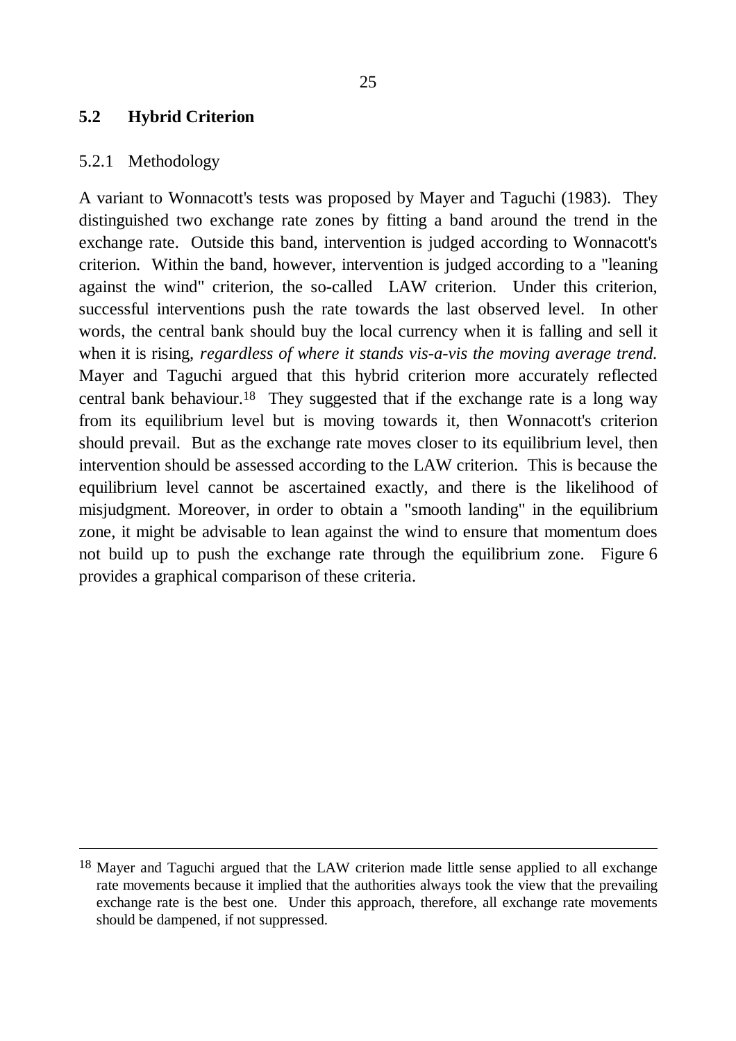## 5.2 Hybrid Criterion

### 5.2.1 Methodology

A variant to Wonnacott's tests was proposed by Mayer and Taguchi (1983). They distinguished two exchange rate zones by fitting a band around the trend in the exchange rate. Outside this band, intervention is judged according to Wonnacott's criterion. Within the band, however, intervention is judged according to a "leaning against the wind" criterion, the so-called LAW criterion. Under this criterion, successful interventions push the rate towards the last observed level. In other words, the central bank should buy the local currency when it is falling and sell it when it is rising, *regardless of where it stands vis-a-vis the moving average trend.* Mayer and Taguchi argued that this hybrid criterion more accurately reflected central bank behaviour.[18] They suggested that if the exchange rate is a long way from its equilibrium level but is moving towards it, then Wonnacott's criterion should prevail. But as the exchange rate moves closer to its equilibrium level, then intervention should be assessed according to the LAW criterion. This is because the equilibrium level cannot be ascertained exactly, and there is the likelihood of misjudgment. Moreover, in order to obtain a "smooth landing" in the equilibrium zone, it might be advisable to lean against the wind to ensure that momentum does not build up to push the exchange rate through the equilibrium zone. Figure 6 provides a graphical comparison of these criteria.

---

[18] Mayer and Taguchi argued that the LAW criterion made little sense applied to all exchange rate movements because it implied that the authorities always took the view that the prevailing exchange rate is the best one. Under this approach, therefore, all exchange rate movements should be dampened, if not suppressed.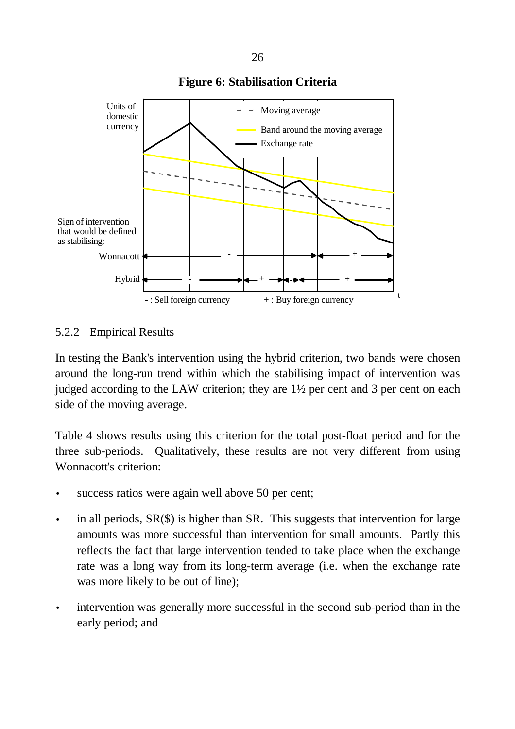**Figure 6: Stabilisation Criteria**

### 5.2.2 Empirical Results

In testing the Bank's intervention using the hybrid criterion, two bands were chosen around the long-run trend within which the stabilising impact of intervention was judged according to the LAW criterion; they are 1½ per cent and 3 per cent on each side of the moving average.

Table 4 shows results using this criterion for the total post-float period and for the three sub-periods. Qualitatively, these results are not very different from using Wonnacott's criterion:

- success ratios were again well above 50 per cent;
- in all periods, SR($) is higher than SR. This suggests that intervention for large amounts was more successful than intervention for small amounts. Partly this reflects the fact that large intervention tended to take place when the exchange rate was a long way from its long-term average (i.e. when the exchange rate was more likely to be out of line);
- intervention was generally more successful in the second sub-period than in the early period; and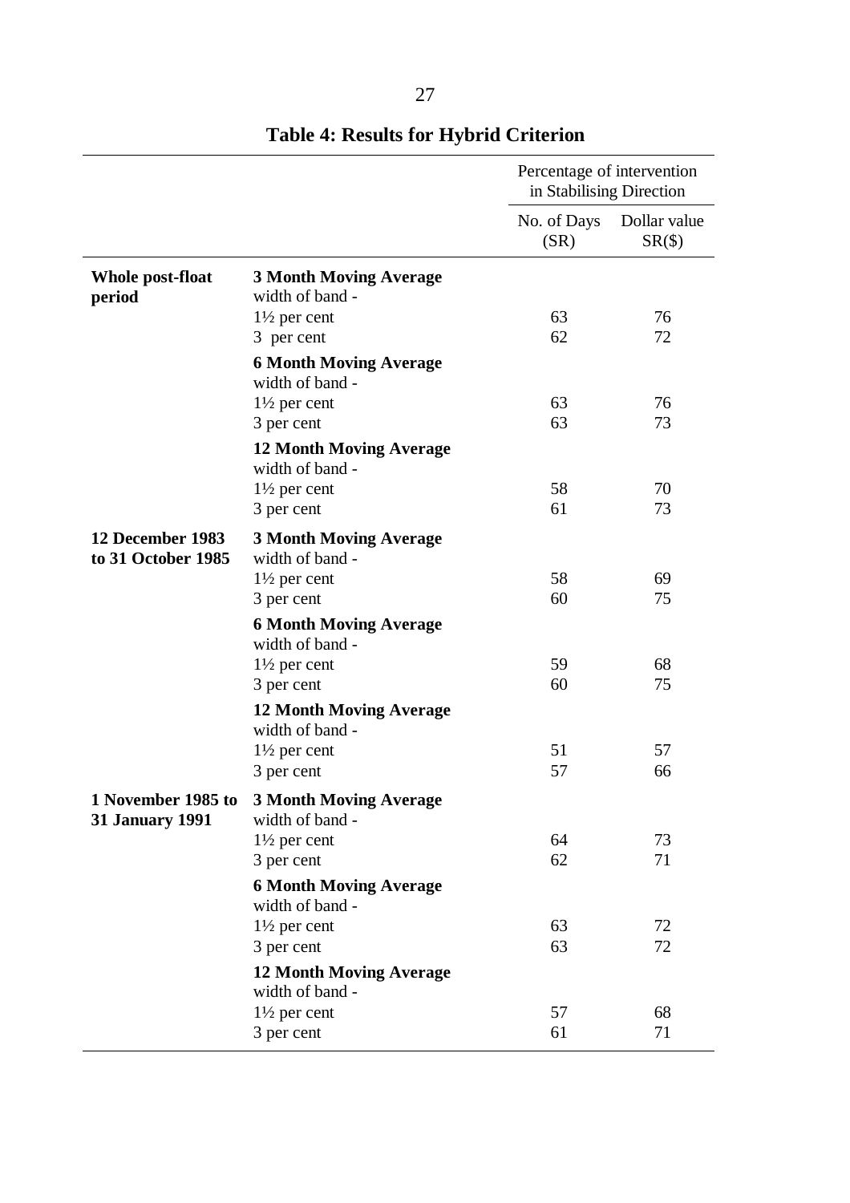## Table 4: Results for Hybrid Criterion

| | | Percentage of intervention in Stabilising Direction | |
|---|---|---|---|
| | | No. of Days (SR) | Dollar value SR($) |
| **Whole post-float period** | **3 Month Moving Average** width of band - | | |
| | 1½ per cent | 63 | 76 |
| | 3 per cent | 62 | 72 |
| | **6 Month Moving Average** width of band - | | |
| | 1½ per cent | 63 | 76 |
| | 3 per cent | 63 | 73 |
| | **12 Month Moving Average** width of band - | | |
| | 1½ per cent | 58 | 70 |
| | 3 per cent | 61 | 73 |
| **12 December 1983 to 31 October 1985** | **3 Month Moving Average** width of band - | | |
| | 1½ per cent | 58 | 69 |
| | 3 per cent | 60 | 75 |
| | **6 Month Moving Average** width of band - | | |
| | 1½ per cent | 59 | 68 |
| | 3 per cent | 60 | 75 |
| | **12 Month Moving Average** width of band - | | |
| | 1½ per cent | 51 | 57 |
| | 3 per cent | 57 | 66 |
| **1 November 1985 to 31 January 1991** | **3 Month Moving Average** width of band - | | |
| | 1½ per cent | 64 | 73 |
| | 3 per cent | 62 | 71 |
| | **6 Month Moving Average** width of band - | | |
| | 1½ per cent | 63 | 72 |
| | 3 per cent | 63 | 72 |
| | **12 Month Moving Average** width of band - | | |
| | 1½ per cent | 57 | 68 |
| | 3 per cent | 61 | 71 |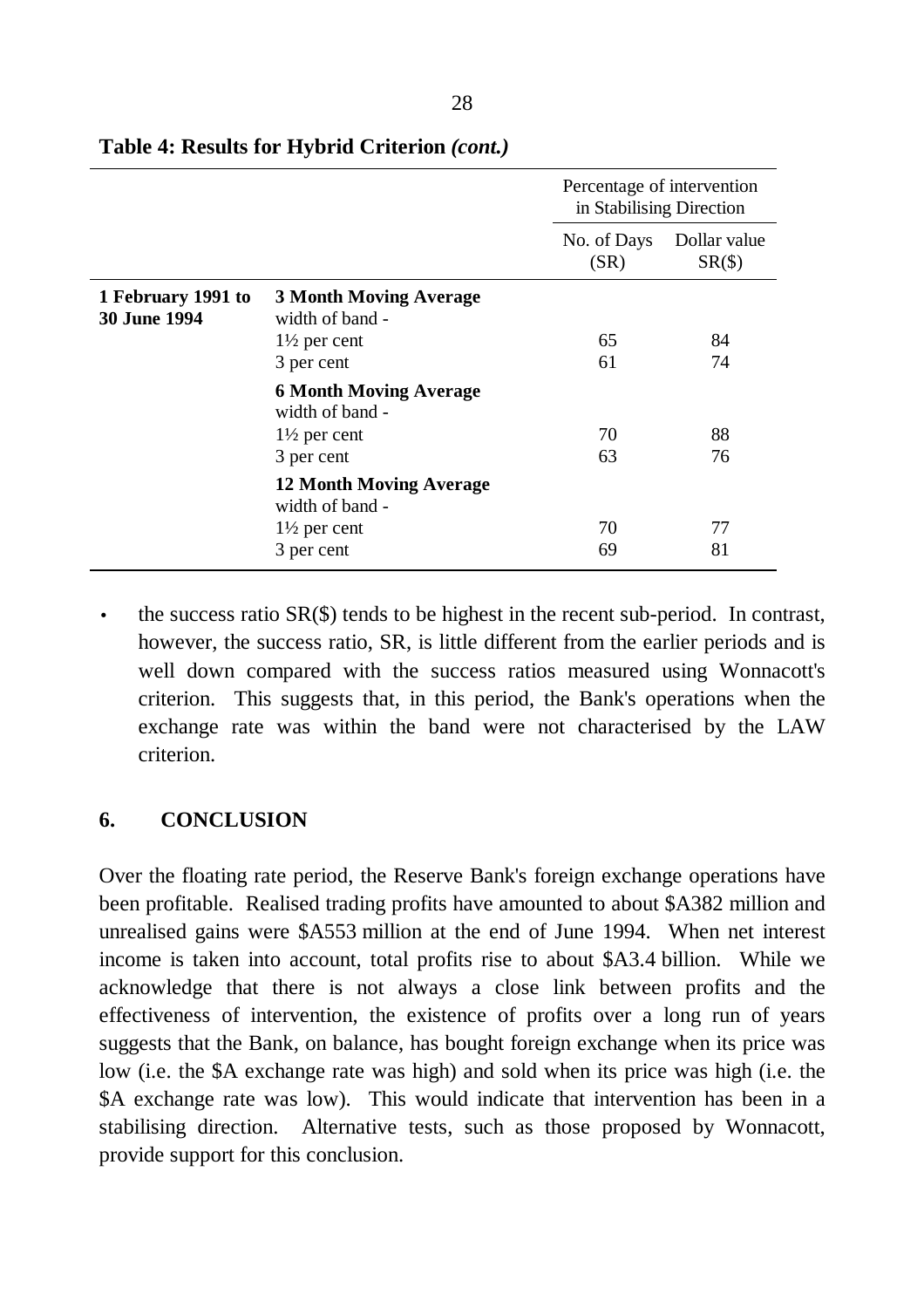**Table 4: Results for Hybrid Criterion *(cont.)***

| | | Percentage of intervention in Stabilising Direction | |
|---|---|---|---|
| | | No. of Days (SR) | Dollar value SR($) |
| **1 February 1991 to 30 June 1994** | **3 Month Moving Average** width of band - | | |
| | 1½ per cent | 65 | 84 |
| | 3 per cent | 61 | 74 |
| | **6 Month Moving Average** width of band - | | |
| | 1½ per cent | 70 | 88 |
| | 3 per cent | 63 | 76 |
| | **12 Month Moving Average** width of band - | | |
| | 1½ per cent | 70 | 77 |
| | 3 per cent | 69 | 81 |

- the success ratio SR($) tends to be highest in the recent sub-period. In contrast, however, the success ratio, SR, is little different from the earlier periods and is well down compared with the success ratios measured using Wonnacott's criterion. This suggests that, in this period, the Bank's operations when the exchange rate was within the band were not characterised by the LAW criterion.

## 6. CONCLUSION

Over the floating rate period, the Reserve Bank's foreign exchange operations have been profitable. Realised trading profits have amounted to about $A382 million and unrealised gains were $A553 million at the end of June 1994. When net interest income is taken into account, total profits rise to about $A3.4 billion. While we acknowledge that there is not always a close link between profits and the effectiveness of intervention, the existence of profits over a long run of years suggests that the Bank, on balance, has bought foreign exchange when its price was low (i.e. the $A exchange rate was high) and sold when its price was high (i.e. the $A exchange rate was low). This would indicate that intervention has been in a stabilising direction. Alternative tests, such as those proposed by Wonnacott, provide support for this conclusion.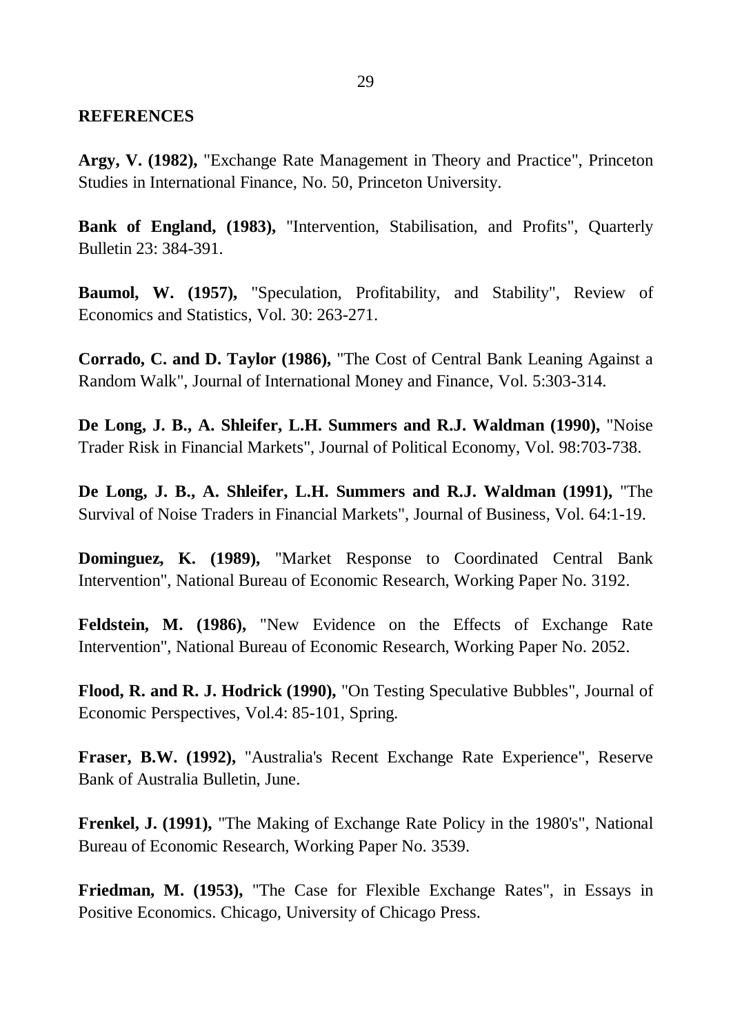## REFERENCES

**Argy, V. (1982),** "Exchange Rate Management in Theory and Practice", Princeton Studies in International Finance, No. 50, Princeton University.

**Bank of England, (1983),** "Intervention, Stabilisation, and Profits", Quarterly Bulletin 23: 384-391.

**Baumol, W. (1957),** "Speculation, Profitability, and Stability", Review of Economics and Statistics, Vol. 30: 263-271.

**Corrado, C. and D. Taylor (1986),** "The Cost of Central Bank Leaning Against a Random Walk", Journal of International Money and Finance, Vol. 5:303-314.

**De Long, J. B., A. Shleifer, L.H. Summers and R.J. Waldman (1990),** "Noise Trader Risk in Financial Markets", Journal of Political Economy, Vol. 98:703-738.

**De Long, J. B., A. Shleifer, L.H. Summers and R.J. Waldman (1991),** "The Survival of Noise Traders in Financial Markets", Journal of Business, Vol. 64:1-19.

**Dominguez, K. (1989),** "Market Response to Coordinated Central Bank Intervention", National Bureau of Economic Research, Working Paper No. 3192.

**Feldstein, M. (1986),** "New Evidence on the Effects of Exchange Rate Intervention", National Bureau of Economic Research, Working Paper No. 2052.

**Flood, R. and R. J. Hodrick (1990),** "On Testing Speculative Bubbles", Journal of Economic Perspectives, Vol.4: 85-101, Spring.

**Fraser, B.W. (1992),** "Australia's Recent Exchange Rate Experience", Reserve Bank of Australia Bulletin, June.

**Frenkel, J. (1991),** "The Making of Exchange Rate Policy in the 1980's", National Bureau of Economic Research, Working Paper No. 3539.

**Friedman, M. (1953),** "The Case for Flexible Exchange Rates", in Essays in Positive Economics. Chicago, University of Chicago Press.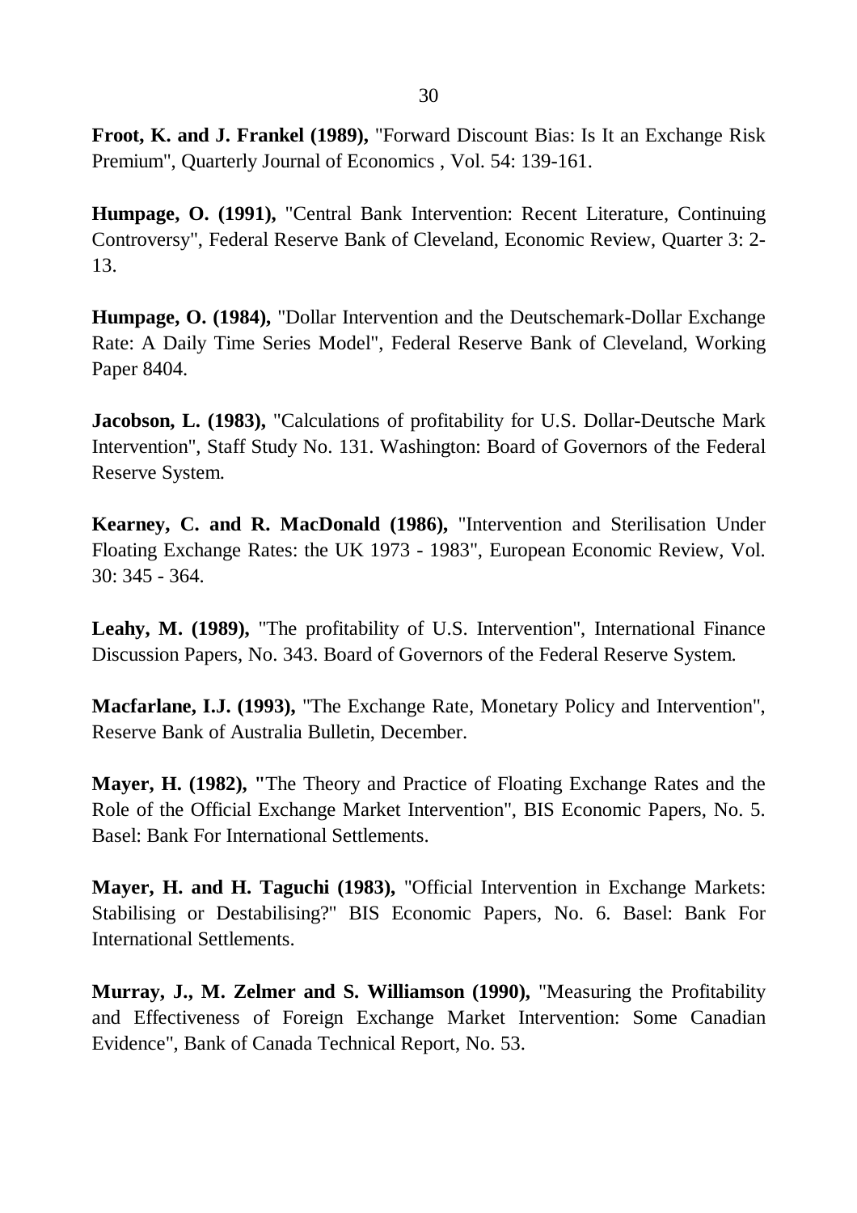**Froot, K. and J. Frankel (1989),** "Forward Discount Bias: Is It an Exchange Risk Premium", Quarterly Journal of Economics , Vol. 54: 139-161.

**Humpage, O. (1991),** "Central Bank Intervention: Recent Literature, Continuing Controversy", Federal Reserve Bank of Cleveland, Economic Review, Quarter 3: 2-13.

**Humpage, O. (1984),** "Dollar Intervention and the Deutschemark-Dollar Exchange Rate: A Daily Time Series Model", Federal Reserve Bank of Cleveland, Working Paper 8404.

**Jacobson, L. (1983),** "Calculations of profitability for U.S. Dollar-Deutsche Mark Intervention", Staff Study No. 131. Washington: Board of Governors of the Federal Reserve System.

**Kearney, C. and R. MacDonald (1986),** "Intervention and Sterilisation Under Floating Exchange Rates: the UK 1973 - 1983", European Economic Review, Vol. 30: 345 - 364.

**Leahy, M. (1989),** "The profitability of U.S. Intervention", International Finance Discussion Papers, No. 343. Board of Governors of the Federal Reserve System.

**Macfarlane, I.J. (1993),** "The Exchange Rate, Monetary Policy and Intervention", Reserve Bank of Australia Bulletin, December.

**Mayer, H. (1982), "**The Theory and Practice of Floating Exchange Rates and the Role of the Official Exchange Market Intervention", BIS Economic Papers, No. 5. Basel: Bank For International Settlements.

**Mayer, H. and H. Taguchi (1983),** "Official Intervention in Exchange Markets: Stabilising or Destabilising?" BIS Economic Papers, No. 6. Basel: Bank For International Settlements.

**Murray, J., M. Zelmer and S. Williamson (1990),** "Measuring the Profitability and Effectiveness of Foreign Exchange Market Intervention: Some Canadian Evidence", Bank of Canada Technical Report, No. 53.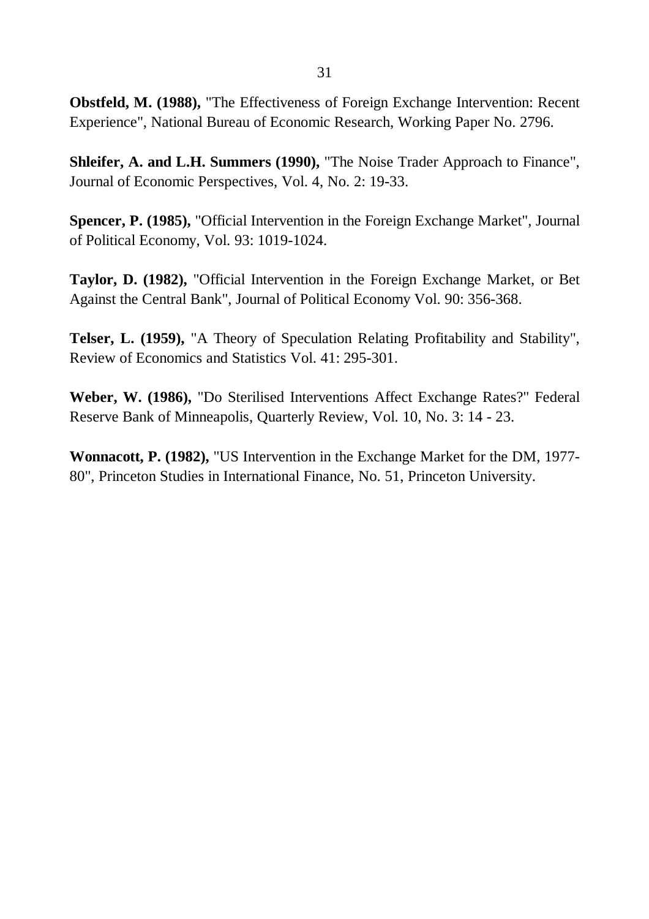**Obstfeld, M. (1988),** "The Effectiveness of Foreign Exchange Intervention: Recent Experience", National Bureau of Economic Research, Working Paper No. 2796.

**Shleifer, A. and L.H. Summers (1990),** "The Noise Trader Approach to Finance", Journal of Economic Perspectives, Vol. 4, No. 2: 19-33.

**Spencer, P. (1985),** "Official Intervention in the Foreign Exchange Market", Journal of Political Economy, Vol. 93: 1019-1024.

**Taylor, D. (1982),** "Official Intervention in the Foreign Exchange Market, or Bet Against the Central Bank", Journal of Political Economy Vol. 90: 356-368.

**Telser, L. (1959),** "A Theory of Speculation Relating Profitability and Stability", Review of Economics and Statistics Vol. 41: 295-301.

**Weber, W. (1986),** "Do Sterilised Interventions Affect Exchange Rates?" Federal Reserve Bank of Minneapolis, Quarterly Review, Vol. 10, No. 3: 14 - 23.

**Wonnacott, P. (1982),** "US Intervention in the Exchange Market for the DM, 1977-80", Princeton Studies in International Finance, No. 51, Princeton University.